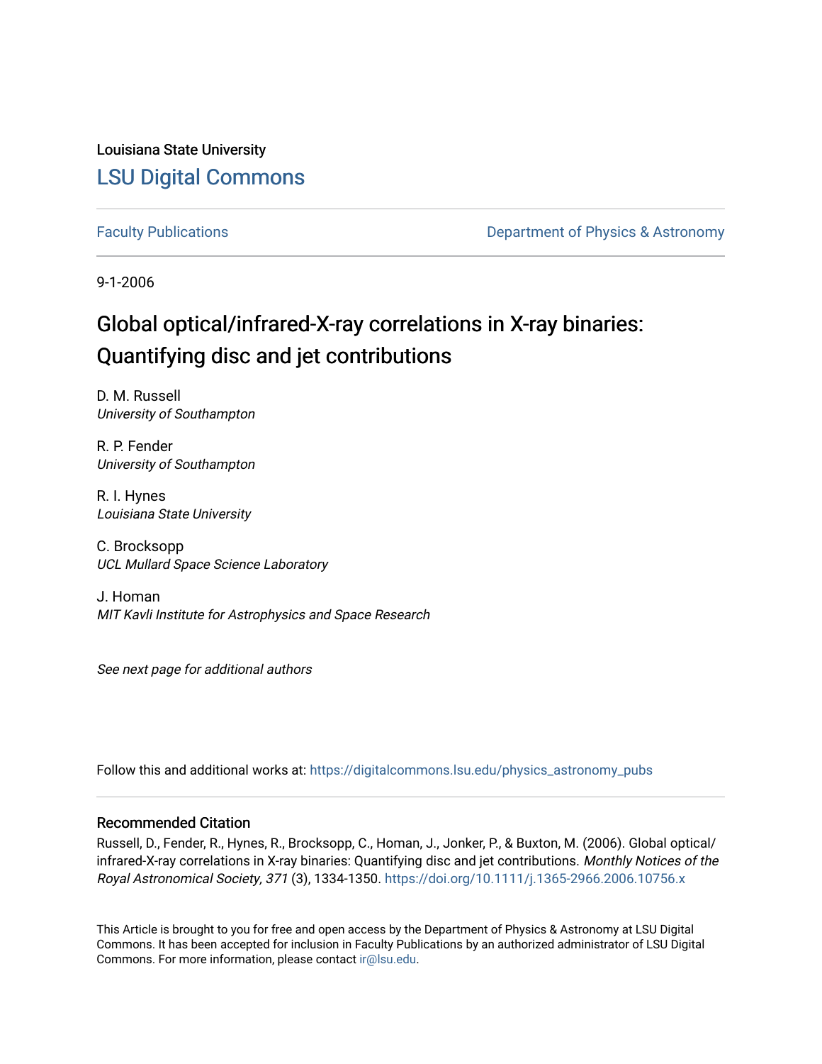Louisiana State University

## LSU Digital Commons

Faculty Publications | Department of Physics & Astronomy

9-1-2006

# Global optical/infrared-X-ray correlations in X-ray binaries: Quantifying disc and jet contributions

D. M. Russell
*University of Southampton*

R. P. Fender
*University of Southampton*

R. I. Hynes
*Louisiana State University*

C. Brocksopp
*UCL Mullard Space Science Laboratory*

J. Homan
*MIT Kavli Institute for Astrophysics and Space Research*

*See next page for additional authors*

Follow this and additional works at: https://digitalcommons.lsu.edu/physics_astronomy_pubs

### Recommended Citation

Russell, D., Fender, R., Hynes, R., Brocksopp, C., Homan, J., Jonker, P., & Buxton, M. (2006). Global optical/infrared-X-ray correlations in X-ray binaries: Quantifying disc and jet contributions. *Monthly Notices of the Royal Astronomical Society, 371* (3), 1334-1350. https://doi.org/10.1111/j.1365-2966.2006.10756.x

This Article is brought to you for free and open access by the Department of Physics & Astronomy at LSU Digital Commons. It has been accepted for inclusion in Faculty Publications by an authorized administrator of LSU Digital Commons. For more information, please contact ir@lsu.edu.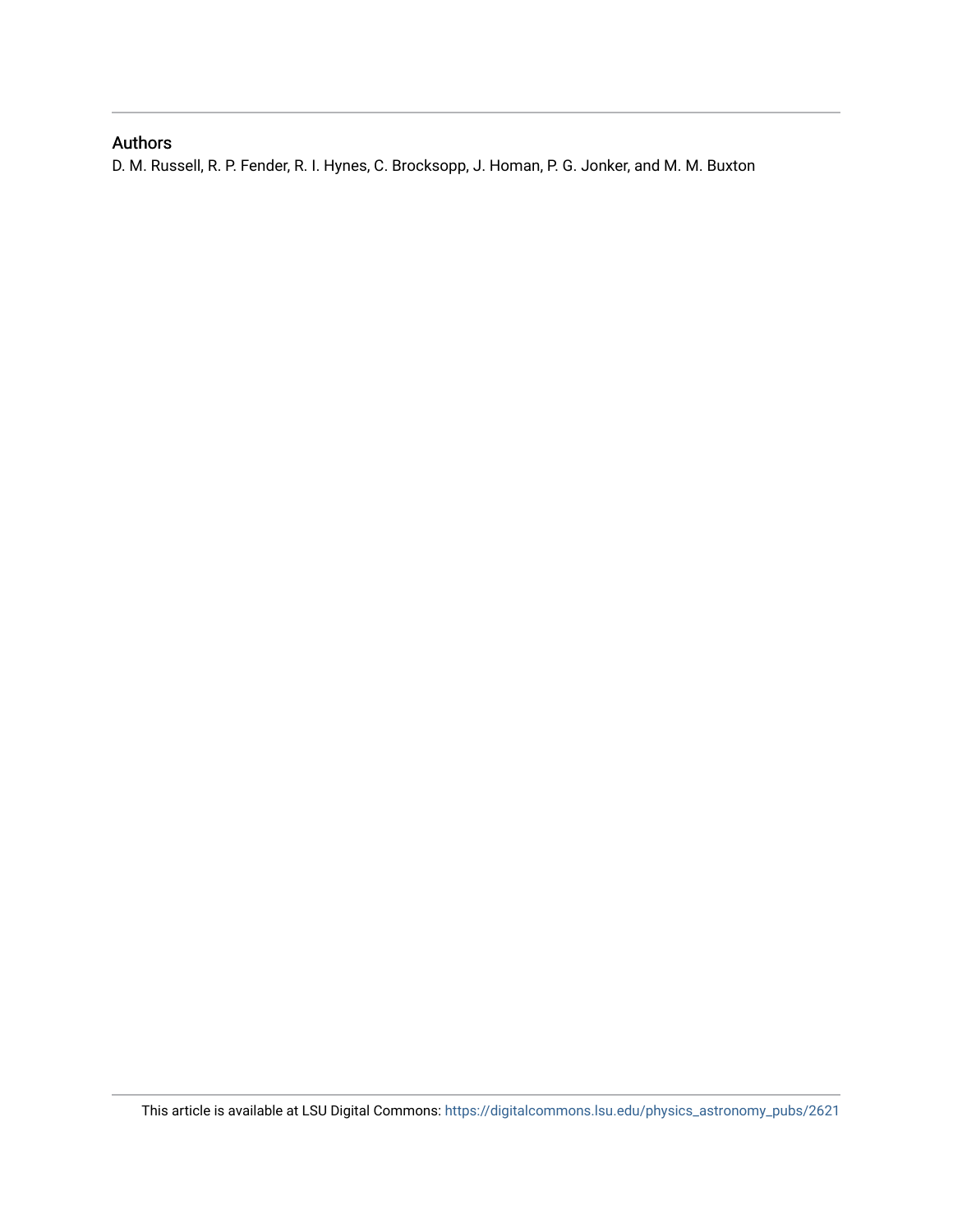## Authors

D. M. Russell, R. P. Fender, R. I. Hynes, C. Brocksopp, J. Homan, P. G. Jonker, and M. M. Buxton

This article is available at LSU Digital Commons: https://digitalcommons.lsu.edu/physics_astronomy_pubs/2621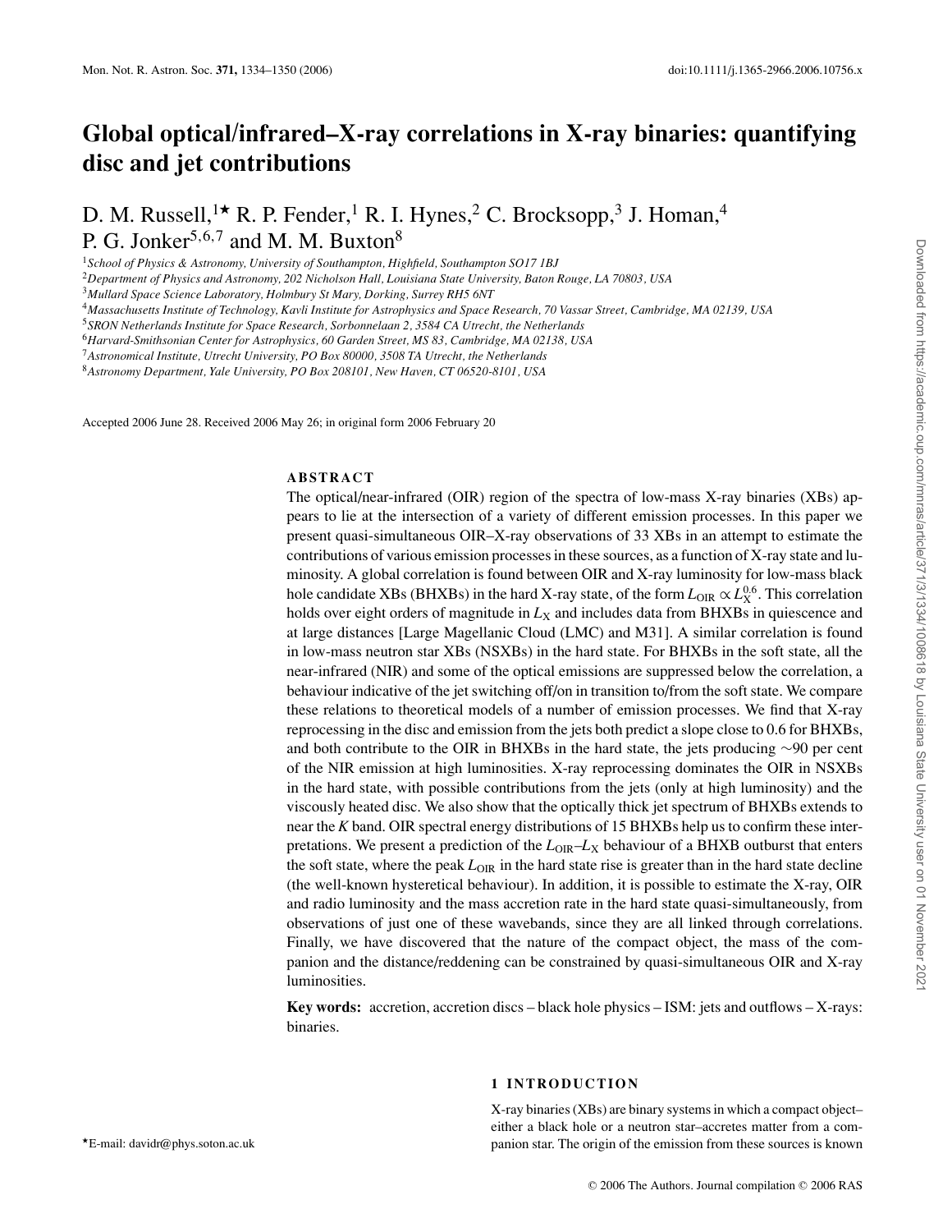# Global optical/infrared–X-ray correlations in X-ray binaries: quantifying disc and jet contributions

D. M. Russell,[1⋆] R. P. Fender,[1] R. I. Hynes,[2] C. Brocksopp,[3] J. Homan,[4] P. G. Jonker[5,6,7] and M. M. Buxton[8]

[1]*School of Physics & Astronomy, University of Southampton, Highfield, Southampton SO17 1BJ*
[2]*Department of Physics and Astronomy, 202 Nicholson Hall, Louisiana State University, Baton Rouge, LA 70803, USA*
[3]*Mullard Space Science Laboratory, Holmbury St Mary, Dorking, Surrey RH5 6NT*
[4]*Massachusetts Institute of Technology, Kavli Institute for Astrophysics and Space Research, 70 Vassar Street, Cambridge, MA 02139, USA*
[5]*SRON Netherlands Institute for Space Research, Sorbonnelaan 2, 3584 CA Utrecht, the Netherlands*
[6]*Harvard-Smithsonian Center for Astrophysics, 60 Garden Street, MS 83, Cambridge, MA 02138, USA*
[7]*Astronomical Institute, Utrecht University, PO Box 80000, 3508 TA Utrecht, the Netherlands*
[8]*Astronomy Department, Yale University, PO Box 208101, New Haven, CT 06520-8101, USA*

Accepted 2006 June 28. Received 2006 May 26; in original form 2006 February 20

## ABSTRACT

The optical/near-infrared (OIR) region of the spectra of low-mass X-ray binaries (XBs) appears to lie at the intersection of a variety of different emission processes. In this paper we present quasi-simultaneous OIR–X-ray observations of 33 XBs in an attempt to estimate the contributions of various emission processes in these sources, as a function of X-ray state and luminosity. A global correlation is found between OIR and X-ray luminosity for low-mass black hole candidate XBs (BHXBs) in the hard X-ray state, of the form $L_{\rm OIR} \propto L_{\rm X}^{0.6}$. This correlation holds over eight orders of magnitude in $L_{\rm X}$ and includes data from BHXBs in quiescence and at large distances [Large Magellanic Cloud (LMC) and M31]. A similar correlation is found in low-mass neutron star XBs (NSXBs) in the hard state. For BHXBs in the soft state, all the near-infrared (NIR) and some of the optical emissions are suppressed below the correlation, a behaviour indicative of the jet switching off/on in transition to/from the soft state. We compare these relations to theoretical models of a number of emission processes. We find that X-ray reprocessing in the disc and emission from the jets both predict a slope close to 0.6 for BHXBs, and both contribute to the OIR in BHXBs in the hard state, the jets producing ∼90 per cent of the NIR emission at high luminosities. X-ray reprocessing dominates the OIR in NSXBs in the hard state, with possible contributions from the jets (only at high luminosity) and the viscously heated disc. We also show that the optically thick jet spectrum of BHXBs extends to near the *K* band. OIR spectral energy distributions of 15 BHXBs help us to confirm these interpretations. We present a prediction of the $L_{\rm OIR}$–$L_{\rm X}$ behaviour of a BHXB outburst that enters the soft state, where the peak $L_{\rm OIR}$ in the hard state rise is greater than in the hard state decline (the well-known hysteretical behaviour). In addition, it is possible to estimate the X-ray, OIR and radio luminosity and the mass accretion rate in the hard state quasi-simultaneously, from observations of just one of these wavebands, since they are all linked through correlations. Finally, we have discovered that the nature of the compact object, the mass of the companion and the distance/reddening can be constrained by quasi-simultaneous OIR and X-ray luminosities.

**Key words:** accretion, accretion discs – black hole physics – ISM: jets and outflows – X-rays: binaries.

## 1 INTRODUCTION

X-ray binaries (XBs) are binary systems in which a compact object–either a black hole or a neutron star–accretes matter from a companion star. The origin of the emission from these sources is known

⋆E-mail: davidr@phys.soton.ac.uk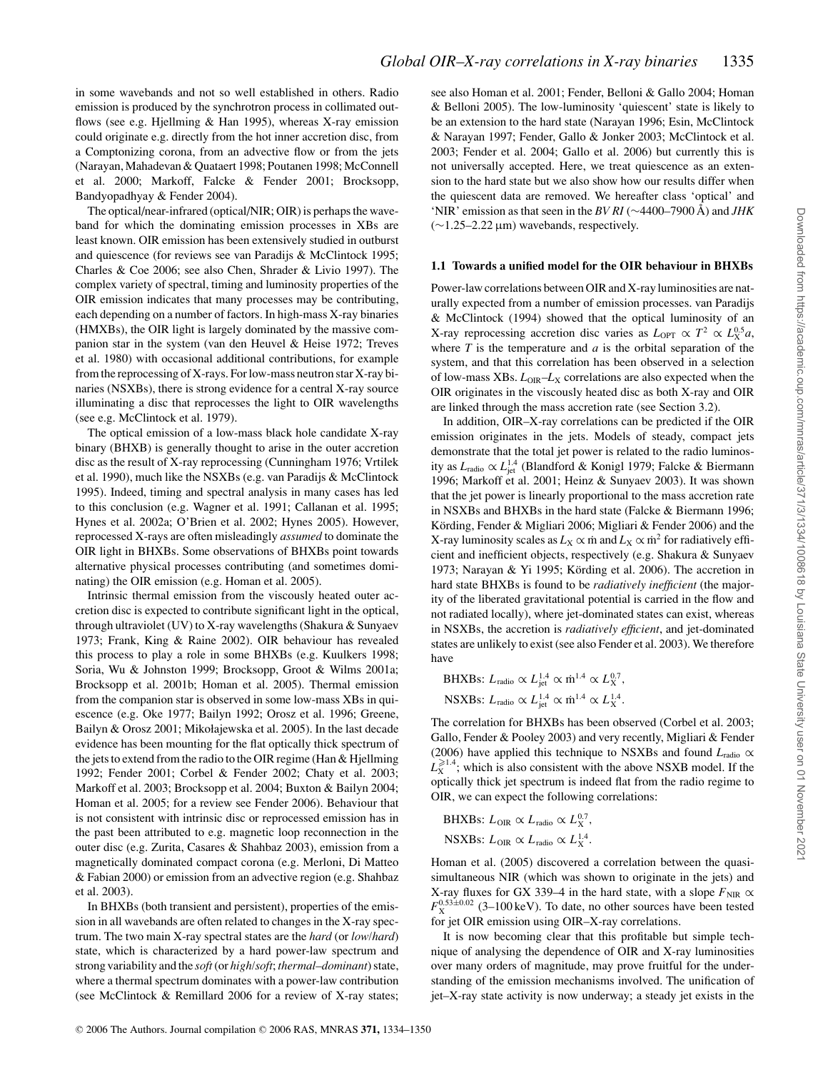in some wavebands and not so well established in others. Radio emission is produced by the synchrotron process in collimated outflows (see e.g. Hjellming & Han 1995), whereas X-ray emission could originate e.g. directly from the hot inner accretion disc, from a Comptonizing corona, from an advective flow or from the jets (Narayan, Mahadevan & Quataert 1998; Poutanen 1998; McConnell et al. 2000; Markoff, Falcke & Fender 2001; Brocksopp, Bandyopadhyay & Fender 2004).

The optical/near-infrared (optical/NIR; OIR) is perhaps the waveband for which the dominating emission processes in XBs are least known. OIR emission has been extensively studied in outburst and quiescence (for reviews see van Paradijs & McClintock 1995; Charles & Coe 2006; see also Chen, Shrader & Livio 1997). The complex variety of spectral, timing and luminosity properties of the OIR emission indicates that many processes may be contributing, each depending on a number of factors. In high-mass X-ray binaries (HMXBs), the OIR light is largely dominated by the massive companion star in the system (van den Heuvel & Heise 1972; Treves et al. 1980) with occasional additional contributions, for example from the reprocessing of X-rays. For low-mass neutron star X-ray binaries (NSXBs), there is strong evidence for a central X-ray source illuminating a disc that reprocesses the light to OIR wavelengths (see e.g. McClintock et al. 1979).

The optical emission of a low-mass black hole candidate X-ray binary (BHXB) is generally thought to arise in the outer accretion disc as the result of X-ray reprocessing (Cunningham 1976; Vrtilek et al. 1990), much like the NSXBs (e.g. van Paradijs & McClintock 1995). Indeed, timing and spectral analysis in many cases has led to this conclusion (e.g. Wagner et al. 1991; Callanan et al. 1995; Hynes et al. 2002a; O'Brien et al. 2002; Hynes 2005). However, reprocessed X-rays are often misleadingly *assumed* to dominate the OIR light in BHXBs. Some observations of BHXBs point towards alternative physical processes contributing (and sometimes dominating) the OIR emission (e.g. Homan et al. 2005).

Intrinsic thermal emission from the viscously heated outer accretion disc is expected to contribute significant light in the optical, through ultraviolet (UV) to X-ray wavelengths (Shakura & Sunyaev 1973; Frank, King & Raine 2002). OIR behaviour has revealed this process to play a role in some BHXBs (e.g. Kuulkers 1998; Soria, Wu & Johnston 1999; Brocksopp, Groot & Wilms 2001a; Brocksopp et al. 2001b; Homan et al. 2005). Thermal emission from the companion star is observed in some low-mass XBs in quiescence (e.g. Oke 1977; Bailyn 1992; Orosz et al. 1996; Greene, Bailyn & Orosz 2001; Mikołajewska et al. 2005). In the last decade evidence has been mounting for the flat optically thick spectrum of the jets to extend from the radio to the OIR regime (Han & Hjellming 1992; Fender 2001; Corbel & Fender 2002; Chaty et al. 2003; Markoff et al. 2003; Brocksopp et al. 2004; Buxton & Bailyn 2004; Homan et al. 2005; for a review see Fender 2006). Behaviour that is not consistent with intrinsic disc or reprocessed emission has in the past been attributed to e.g. magnetic loop reconnection in the outer disc (e.g. Zurita, Casares & Shahbaz 2003), emission from a magnetically dominated compact corona (e.g. Merloni, Di Matteo & Fabian 2000) or emission from an advective region (e.g. Shahbaz et al. 2003).

In BHXBs (both transient and persistent), properties of the emission in all wavebands are often related to changes in the X-ray spectrum. The two main X-ray spectral states are the *hard* (or *low*/*hard*) state, which is characterized by a hard power-law spectrum and strong variability and the *soft* (or *high*/*soft*; *thermal–dominant*) state, where a thermal spectrum dominates with a power-law contribution (see McClintock & Remillard 2006 for a review of X-ray states; see also Homan et al. 2001; Fender, Belloni & Gallo 2004; Homan & Belloni 2005). The low-luminosity 'quiescent' state is likely to be an extension to the hard state (Narayan 1996; Esin, McClintock & Narayan 1997; Fender, Gallo & Jonker 2003; McClintock et al. 2003; Fender et al. 2004; Gallo et al. 2006) but currently this is not universally accepted. Here, we treat quiescence as an extension to the hard state but we also show how our results differ when the quiescent data are removed. We hereafter class 'optical' and 'NIR' emission as that seen in the *BVRI* (∼4400–7900 Å) and *JHK* (∼1.25–2.22 μm) wavebands, respectively.

### 1.1 Towards a unified model for the OIR behaviour in BHXBs

Power-law correlations between OIR and X-ray luminosities are naturally expected from a number of emission processes. van Paradijs & McClintock (1994) showed that the optical luminosity of an X-ray reprocessing accretion disc varies as $L_{\rm OPT} \propto T^2 \propto L_{\rm X}^{0.5}a$, where $T$ is the temperature and $a$ is the orbital separation of the system, and that this correlation has been observed in a selection of low-mass XBs. $L_{\rm OIR}$–$L_{\rm X}$ correlations are also expected when the OIR originates in the viscously heated disc as both X-ray and OIR are linked through the mass accretion rate (see Section 3.2).

In addition, OIR–X-ray correlations can be predicted if the OIR emission originates in the jets. Models of steady, compact jets demonstrate that the total jet power is related to the radio luminosity as $L_{\rm radio} \propto L_{\rm jet}^{1.4}$ (Blandford & Konigl 1979; Falcke & Biermann 1996; Markoff et al. 2001; Heinz & Sunyaev 2003). It was shown that the jet power is linearly proportional to the mass accretion rate in NSXBs and BHXBs in the hard state (Falcke & Biermann 1996; Körding, Fender & Migliari 2006; Migliari & Fender 2006) and the X-ray luminosity scales as $L_{\rm X} \propto \dot{\rm m}$ and $L_{\rm X} \propto \dot{\rm m}^2$ for radiatively efficient and inefficient objects, respectively (e.g. Shakura & Sunyaev 1973; Narayan & Yi 1995; Körding et al. 2006). The accretion in hard state BHXBs is found to be *radiatively inefficient* (the majority of the liberated gravitational potential is carried in the flow and not radiated locally), where jet-dominated states can exist, whereas in NSXBs, the accretion is *radiatively efficient*, and jet-dominated states are unlikely to exist (see also Fender et al. 2003). We therefore have

$$\text{BHXBs: } L_{\rm radio} \propto L_{\rm jet}^{1.4} \propto \dot{\rm m}^{1.4} \propto L_{\rm X}^{0.7},$$

$$\text{NSXBs: } L_{\rm radio} \propto L_{\rm jet}^{1.4} \propto \dot{\rm m}^{1.4} \propto L_{\rm X}^{1.4}.$$

The correlation for BHXBs has been observed (Corbel et al. 2003; Gallo, Fender & Pooley 2003) and very recently, Migliari & Fender (2006) have applied this technique to NSXBs and found $L_{\rm radio} \propto L_{\rm X}^{\geqslant 1.4}$; which is also consistent with the above NSXB model. If the optically thick jet spectrum is indeed flat from the radio regime to OIR, we can expect the following correlations:

$$\text{BHXBs: } L_{\rm OIR} \propto L_{\rm radio} \propto L_{\rm X}^{0.7},$$

$$\text{NSXBs: } L_{\rm OIR} \propto L_{\rm radio} \propto L_{\rm X}^{1.4}.$$

Homan et al. (2005) discovered a correlation between the quasi-simultaneous NIR (which was shown to originate in the jets) and X-ray fluxes for GX 339–4 in the hard state, with a slope $F_{\rm NIR} \propto F_{\rm X}^{0.53\pm0.02}$ (3–100 keV). To date, no other sources have been tested for jet OIR emission using OIR–X-ray correlations.

It is now becoming clear that this profitable but simple technique of analysing the dependence of OIR and X-ray luminosities over many orders of magnitude, may prove fruitful for the understanding of the emission mechanisms involved. The unification of jet–X-ray state activity is now underway; a steady jet exists in the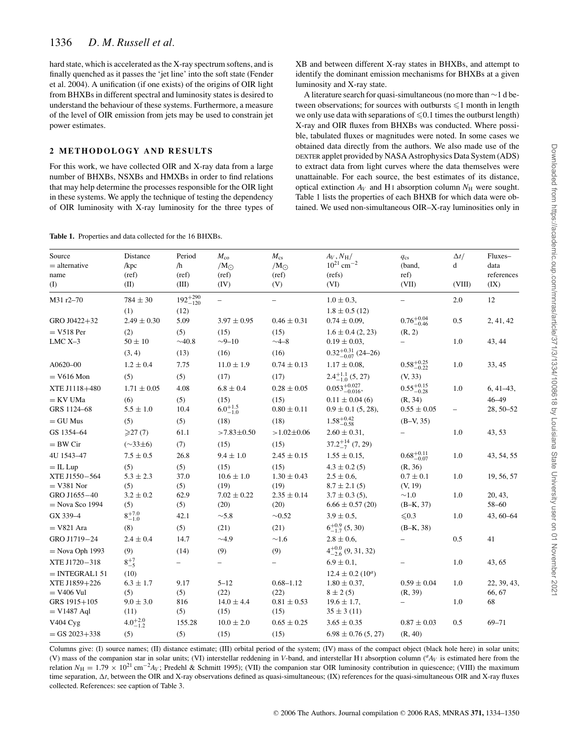hard state, which is accelerated as the X-ray spectrum softens, and is finally quenched as it passes the 'jet line' into the soft state (Fender et al. 2004). A unification (if one exists) of the origins of OIR light from BHXBs in different spectral and luminosity states is desired to understand the behaviour of these systems. Furthermore, a measure of the level of OIR emission from jets may be used to constrain jet power estimates.

## 2 METHODOLOGY AND RESULTS

For this work, we have collected OIR and X-ray data from a large number of BHXBs, NSXBs and HMXBs in order to find relations that may help determine the processes responsible for the OIR light in these systems. We apply the technique of testing the dependency of OIR luminosity with X-ray luminosity for the three types of XB and between different X-ray states in BHXBs, and attempt to identify the dominant emission mechanisms for BHXBs at a given luminosity and X-ray state.

A literature search for quasi-simultaneous (no more than ∼1 d between observations; for sources with outbursts ⩽1 month in length we only use data with separations of ⩽0.1 times the outburst length) X-ray and OIR fluxes from BHXBs was conducted. Where possible, tabulated fluxes or magnitudes were noted. In some cases we obtained data directly from the authors. We also made use of the DEXTER applet provided by NASA Astrophysics Data System (ADS) to extract data from light curves where the data themselves were unattainable. For each source, the best estimates of its distance, optical extinction $A_V$ and H I absorption column $N_{\rm H}$ were sought. Table 1 lists the properties of each BHXB for which data were obtained. We used non-simultaneous OIR–X-ray luminosities only in

**Table 1.** Properties and data collected for the 16 BHXBs.

| Source = alternative name (I) | Distance /kpc (ref) (II) | Period /h (ref) (III) | $M_{\rm co}$ /M$_\odot$ (ref) (IV) | $M_{\rm cs}$ /M$_\odot$ (ref) (V) | $A_V$, $N_{\rm H}$/ $10^{21}$ cm$^{-2}$ (refs) (VI) | $q_{\rm cs}$ (band, ref) (VII) | $\Delta t$/ d (VIII) | Fluxes–data references (IX) |
|---|---|---|---|---|---|---|---|---|
| M31 r2–70 | 784 ± 30 (1) | $192^{+290}_{-120}$ (12) | – | – | 1.0 ± 0.3, 1.8 ± 0.5 (12) | – | 2.0 | 12 |
| GRO J0422+32 = V518 Per | 2.49 ± 0.30 (2) | 5.09 (5) | 3.97 ± 0.95 (15) | 0.46 ± 0.31 (15) | 0.74 ± 0.09, 1.6 ± 0.4 (2, 23) | $0.76^{+0.04}_{-0.46}$ (R, 2) | 0.5 | 2, 41, 42 |
| LMC X–3 | 50 ± 10 (3, 4) | ∼40.8 (13) | ∼9–10 (16) | ∼4–8 (16) | 0.19 ± 0.03, $0.32^{+0.31}_{-0.07}$ (24–26) | – | 1.0 | 43, 44 |
| A0620–00 = V616 Mon | 1.2 ± 0.4 (5) | 7.75 (5) | 11.0 ± 1.9 (17) | 0.74 ± 0.13 (17) | 1.17 ± 0.08, $2.4^{+1.1}_{-1.0}$ (5, 27) | $0.58^{+0.25}_{-0.22}$ (V, 33) | 1.0 | 33, 45 |
| XTE J1118+480 = KV UMa | 1.71 ± 0.05 (6) | 4.08 (5) | 6.8 ± 0.4 (15) | 0.28 ± 0.05 (15) | $0.053^{+0.027}_{-0.016}$, 0.11 ± 0.04 (6) | $0.55^{+0.15}_{-0.28}$ (R, 34) | 1.0 | 6, 41–43, 46–49 |
| GRS 1124–68 = GU Mus | 5.5 ± 1.0 (5) | 10.4 (5) | $6.0^{+1.5}_{-1.0}$ (18) | 0.80 ± 0.11 (18) | 0.9 ± 0.1 (5, 28), $1.58^{+0.42}_{-0.58}$ | 0.55 ± 0.05 (B–V, 35) | – | 28, 50–52 |
| GS 1354–64 = BW Cir | ⩾27 (7) (∼33±6) | 61.1 (7) | >7.83±0.50 (15) | >1.02±0.06 (15) | 2.60 ± 0.31, $37.2^{+14}_{-7}$ (7, 29) | – | 1.0 | 43, 53 |
| 4U 1543–47 = IL Lup | 7.5 ± 0.5 (5) | 26.8 (5) | 9.4 ± 1.0 (15) | 2.45 ± 0.15 (15) | 1.55 ± 0.15, 4.3 ± 0.2 (5) | $0.68^{+0.11}_{-0.07}$ (R, 36) | 1.0 | 43, 54, 55 |
| XTE J1550−564 = V381 Nor | 5.3 ± 2.3 (5) | 37.0 (5) | 10.6 ± 1.0 (19) | 1.30 ± 0.43 (19) | 2.5 ± 0.6, 8.7 ± 2.1 (5) | 0.7 ± 0.1 (V, 19) | 1.0 | 19, 56, 57 |
| GRO J1655−40 = Nova Sco 1994 | 3.2 ± 0.2 (5) | 62.9 (5) | 7.02 ± 0.22 (20) | 2.35 ± 0.14 (20) | 3.7 ± 0.3 (5), 6.66 ± 0.57 (20) | ∼1.0 (B–K, 37) | 1.0 | 20, 43, 58–60 |
| GX 339–4 = V821 Ara | $8^{+7.0}_{-1.0}$ (8) | 42.1 (5) | ∼5.8 (21) | ∼0.52 (21) | 3.9 ± 0.5, $6^{+0.9}_{-1.7}$ (5, 30) | ⩽0.3 (B–K, 38) | 1.0 | 43, 60–64 |
| GRO J1719−24 = Nova Oph 1993 | 2.4 ± 0.4 (9) | 14.7 (14) | ∼4.9 (9) | ∼1.6 (9) | 2.8 ± 0.6, $4^{+0.0}_{-2.6}$ (9, 31, 32) | – | 0.5 | 41 |
| XTE J1720−318 = INTEGRAL1 51 | $8^{+7}_{-5}$ (10) | – | – | – | 6.9 ± 0.1, 12.4 ± 0.2 (10[a]) | – | 1.0 | 43, 65 |
| XTE J1859+226 = V406 Vul | 6.3 ± 1.7 (5) | 9.17 (5) | 5–12 (22) | 0.68–1.12 (22) | 1.80 ± 0.37, 8 ± 2 (5) | 0.59 ± 0.04 (R, 39) | 1.0 | 22, 39, 43, 66, 67 |
| GRS 1915+105 = V1487 Aql | 9.0 ± 3.0 (11) | 816 (5) | 14.0 ± 4.4 (15) | 0.81 ± 0.53 (15) | 19.6 ± 1.7, 35 ± 3 (11) | – | 1.0 | 68 |
| V404 Cyg = GS 2023+338 | $4.0^{+2.0}_{-1.2}$ (5) | 155.28 (5) | 10.0 ± 2.0 (15) | 0.65 ± 0.25 (15) | 3.65 ± 0.35, 6.98 ± 0.76 (5, 27) | 0.87 ± 0.03 (R, 40) | 0.5 | 69–71 |

Columns give: (I) source names; (II) distance estimate; (III) orbital period of the system; (IV) mass of the compact object (black hole here) in solar units; (V) mass of the companion star in solar units; (VI) interstellar reddening in $V$-band, and interstellar H I absorption column ([a]$A_V$ is estimated here from the relation $N_{\rm H} = 1.79 \times 10^{21}$ cm$^{-2} A_V$; Predehl & Schmitt 1995); (VII) the companion star OIR luminosity contribution in quiescence; (VIII) the maximum time separation, $\Delta t$, between the OIR and X-ray observations defined as quasi-simultaneous; (IX) references for the quasi-simultaneous OIR and X-ray fluxes collected. References: see caption of Table 3.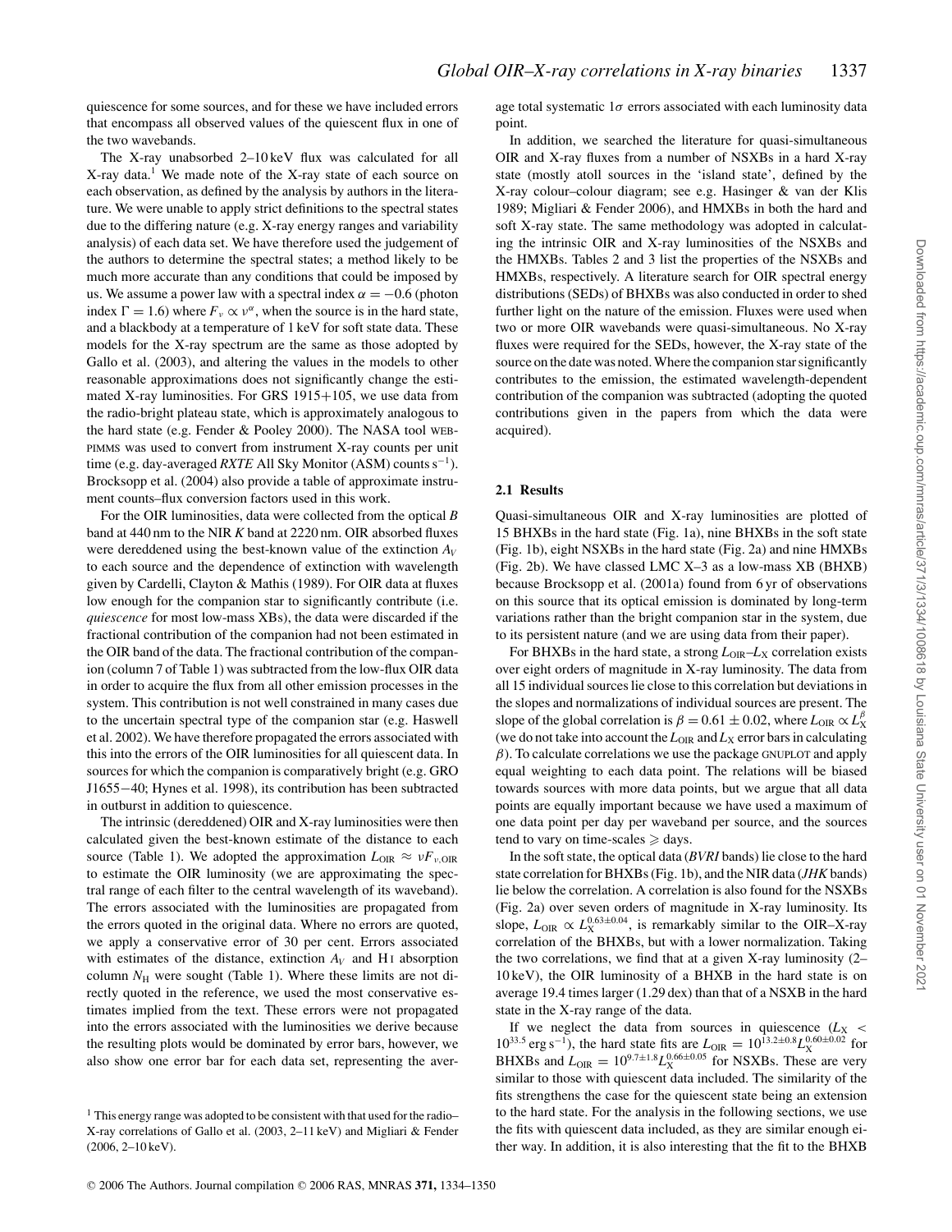quiescence for some sources, and for these we have included errors that encompass all observed values of the quiescent flux in one of the two wavebands.

The X-ray unabsorbed 2–10 keV flux was calculated for all X-ray data.[1] We made note of the X-ray state of each source on each observation, as defined by the analysis by authors in the literature. We were unable to apply strict definitions to the spectral states due to the differing nature (e.g. X-ray energy ranges and variability analysis) of each data set. We have therefore used the judgement of the authors to determine the spectral states; a method likely to be much more accurate than any conditions that could be imposed by us. We assume a power law with a spectral index $\alpha = -0.6$ (photon index $\Gamma = 1.6$) where $F_\nu \propto \nu^\alpha$, when the source is in the hard state, and a blackbody at a temperature of 1 keV for soft state data. These models for the X-ray spectrum are the same as those adopted by Gallo et al. (2003), and altering the values in the models to other reasonable approximations does not significantly change the estimated X-ray luminosities. For GRS 1915+105, we use data from the radio-bright plateau state, which is approximately analogous to the hard state (e.g. Fender & Pooley 2000). The NASA tool WEBPIMMS was used to convert from instrument X-ray counts per unit time (e.g. day-averaged *RXTE* All Sky Monitor (ASM) counts $\mathrm{s}^{-1}$). Brocksopp et al. (2004) also provide a table of approximate instrument counts–flux conversion factors used in this work.

For the OIR luminosities, data were collected from the optical *B* band at 440 nm to the NIR *K* band at 2220 nm. OIR absorbed fluxes were dereddened using the best-known value of the extinction $A_V$ to each source and the dependence of extinction with wavelength given by Cardelli, Clayton & Mathis (1989). For OIR data at fluxes low enough for the companion star to significantly contribute (i.e. *quiescence* for most low-mass XBs), the data were discarded if the fractional contribution of the companion had not been estimated in the OIR band of the data. The fractional contribution of the companion (column 7 of Table 1) was subtracted from the low-flux OIR data in order to acquire the flux from all other emission processes in the system. This contribution is not well constrained in many cases due to the uncertain spectral type of the companion star (e.g. Haswell et al. 2002). We have therefore propagated the errors associated with this into the errors of the OIR luminosities for all quiescent data. In sources for which the companion is comparatively bright (e.g. GRO J1655−40; Hynes et al. 1998), its contribution has been subtracted in outburst in addition to quiescence.

The intrinsic (dereddened) OIR and X-ray luminosities were then calculated given the best-known estimate of the distance to each source (Table 1). We adopted the approximation $L_{\mathrm{OIR}} \approx \nu F_{\nu,\mathrm{OIR}}$ to estimate the OIR luminosity (we are approximating the spectral range of each filter to the central wavelength of its waveband). The errors associated with the luminosities are propagated from the errors quoted in the original data. Where no errors are quoted, we apply a conservative error of 30 per cent. Errors associated with estimates of the distance, extinction $A_V$ and H I absorption column $N_{\mathrm{H}}$ were sought (Table 1). Where these limits are not directly quoted in the reference, we used the most conservative estimates implied from the text. These errors were not propagated into the errors associated with the luminosities we derive because the resulting plots would be dominated by error bars, however, we also show one error bar for each data set, representing the average total systematic 1$\sigma$ errors associated with each luminosity data point.

In addition, we searched the literature for quasi-simultaneous OIR and X-ray fluxes from a number of NSXBs in a hard X-ray state (mostly atoll sources in the 'island state', defined by the X-ray colour–colour diagram; see e.g. Hasinger & van der Klis 1989; Migliari & Fender 2006), and HMXBs in both the hard and soft X-ray state. The same methodology was adopted in calculating the intrinsic OIR and X-ray luminosities of the NSXBs and the HMXBs. Tables 2 and 3 list the properties of the NSXBs and HMXBs, respectively. A literature search for OIR spectral energy distributions (SEDs) of BHXBs was also conducted in order to shed further light on the nature of the emission. Fluxes were used when two or more OIR wavebands were quasi-simultaneous. No X-ray fluxes were required for the SEDs, however, the X-ray state of the source on the date was noted. Where the companion star significantly contributes to the emission, the estimated wavelength-dependent contribution of the companion was subtracted (adopting the quoted contributions given in the papers from which the data were acquired).

### 2.1 Results

Quasi-simultaneous OIR and X-ray luminosities are plotted of 15 BHXBs in the hard state (Fig. 1a), nine BHXBs in the soft state (Fig. 1b), eight NSXBs in the hard state (Fig. 2a) and nine HMXBs (Fig. 2b). We have classed LMC X–3 as a low-mass XB (BHXB) because Brocksopp et al. (2001a) found from 6 yr of observations on this source that its optical emission is dominated by long-term variations rather than the bright companion star in the system, due to its persistent nature (and we are using data from their paper).

For BHXBs in the hard state, a strong $L_{\mathrm{OIR}}$–$L_{\mathrm{X}}$ correlation exists over eight orders of magnitude in X-ray luminosity. The data from all 15 individual sources lie close to this correlation but deviations in the slopes and normalizations of individual sources are present. The slope of the global correlation is $\beta = 0.61 \pm 0.02$, where $L_{\mathrm{OIR}} \propto L_{\mathrm{X}}^{\beta}$ (we do not take into account the $L_{\mathrm{OIR}}$ and $L_{\mathrm{X}}$ error bars in calculating $\beta$). To calculate correlations we use the package GNUPLOT and apply equal weighting to each data point. The relations will be biased towards sources with more data points, but we argue that all data points are equally important because we have used a maximum of one data point per day per waveband per source, and the sources tend to vary on time-scales $\geqslant$ days.

In the soft state, the optical data (*BVRI* bands) lie close to the hard state correlation for BHXBs (Fig. 1b), and the NIR data (*JHK* bands) lie below the correlation. A correlation is also found for the NSXBs (Fig. 2a) over seven orders of magnitude in X-ray luminosity. Its slope, $L_{\mathrm{OIR}} \propto L_{\mathrm{X}}^{0.63\pm0.04}$, is remarkably similar to the OIR–X-ray correlation of the BHXBs, but with a lower normalization. Taking the two correlations, we find that at a given X-ray luminosity (2–10 keV), the OIR luminosity of a BHXB in the hard state is on average 19.4 times larger (1.29 dex) than that of a NSXB in the hard state in the X-ray range of the data.

If we neglect the data from sources in quiescence ($L_{\mathrm{X}} < 10^{33.5}$ erg s$^{-1}$), the hard state fits are $L_{\mathrm{OIR}} = 10^{13.2\pm0.8} L_{\mathrm{X}}^{0.60\pm0.02}$ for BHXBs and $L_{\mathrm{OIR}} = 10^{9.7\pm1.8} L_{\mathrm{X}}^{0.66\pm0.05}$ for NSXBs. These are very similar to those with quiescent data included. The similarity of the fits strengthens the case for the quiescent state being an extension to the hard state. For the analysis in the following sections, we use the fits with quiescent data included, as they are similar enough either way. In addition, it is also interesting that the fit to the BHXB

[1] This energy range was adopted to be consistent with that used for the radio–X-ray correlations of Gallo et al. (2003, 2–11 keV) and Migliari & Fender (2006, 2–10 keV).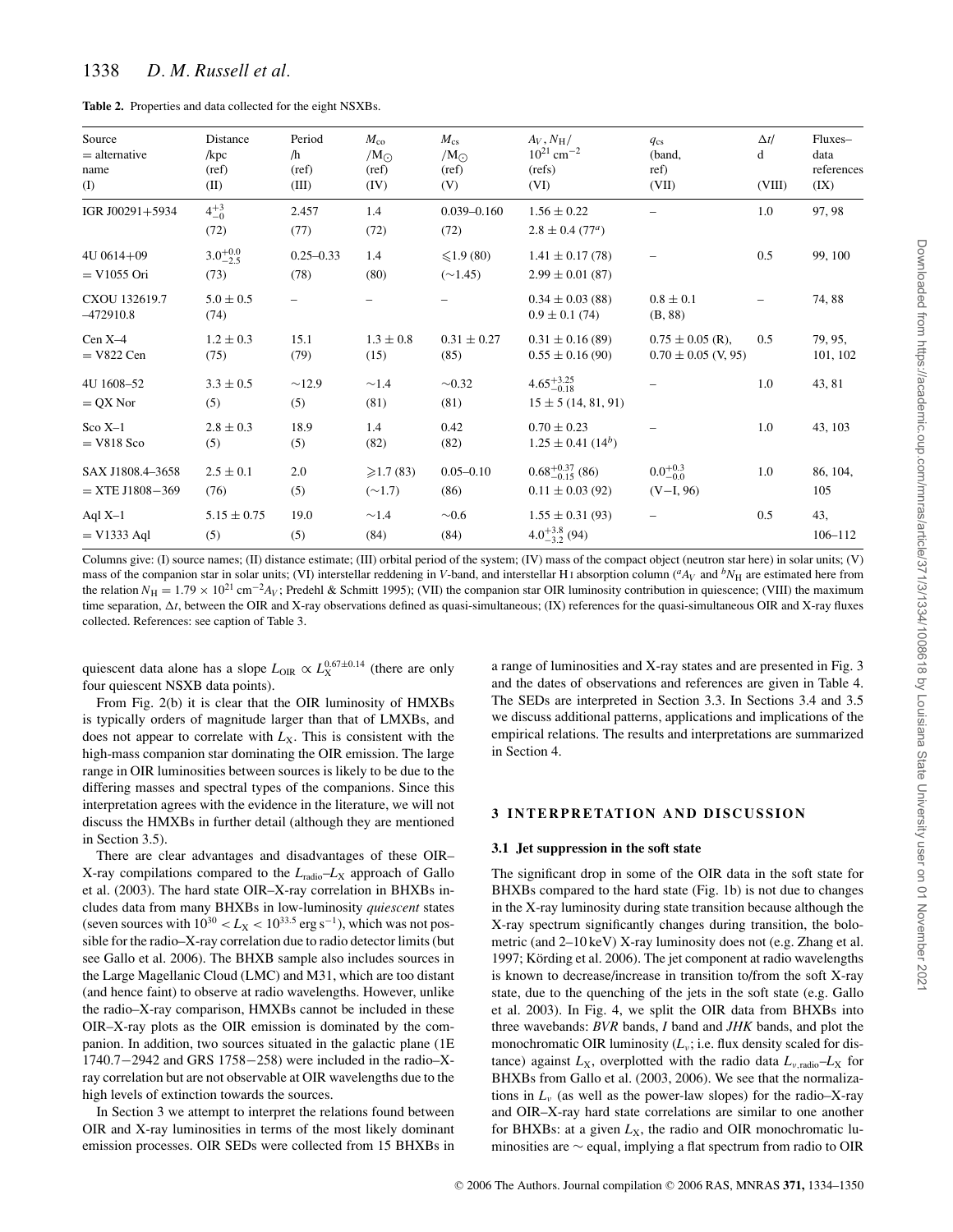**Table 2.** Properties and data collected for the eight NSXBs.

| Source = alternative name (I) | Distance /kpc (ref) (II) | Period /h (ref) (III) | $M_{co}$ /$M_{\odot}$ (ref) (IV) | $M_{cs}$ /$M_{\odot}$ (ref) (V) | $A_V$, $N_H$/ $10^{21}$ cm$^{-2}$ (refs) (VI) | $q_{cs}$ (band, ref) (VII) | $\Delta t$/ d (VIII) | Fluxes–data references (IX) |
|---|---|---|---|---|---|---|---|---|
| IGR J00291+5934 | $4^{+3}_{-0}$ (72) | 2.457 (77) | 1.4 (72) | 0.039–0.160 (72) | $1.56 \pm 0.22$ <br> $2.8 \pm 0.4$ (77[a]) | – | 1.0 | 97, 98 |
| 4U 0614+09 = V1055 Ori | $3.0^{+0.0}_{-2.5}$ (73) | 0.25–0.33 (78) | 1.4 (80) | $\leqslant$1.9 (80) ($\sim$1.45) | $1.41 \pm 0.17$ (78) <br> $2.99 \pm 0.01$ (87) | – | 0.5 | 99, 100 |
| CXOU 132619.7 –472910.8 | $5.0 \pm 0.5$ (74) | – | – | – | $0.34 \pm 0.03$ (88) <br> $0.9 \pm 0.1$ (74) | $0.8 \pm 0.1$ (B, 88) | – | 74, 88 |
| Cen X–4 = V822 Cen | $1.2 \pm 0.3$ (75) | 15.1 (79) | $1.3 \pm 0.8$ (15) | $0.31 \pm 0.27$ (85) | $0.31 \pm 0.16$ (89) <br> $0.55 \pm 0.16$ (90) | $0.75 \pm 0.05$ (R), <br> $0.70 \pm 0.05$ (V, 95) | 0.5 | 79, 95, 101, 102 |
| 4U 1608–52 = QX Nor | $3.3 \pm 0.5$ (5) | $\sim$12.9 (5) | $\sim$1.4 (81) | $\sim$0.32 (81) | $4.65^{+3.25}_{-0.18}$ <br> $15 \pm 5$ (14, 81, 91) | – | 1.0 | 43, 81 |
| Sco X–1 = V818 Sco | $2.8 \pm 0.3$ (5) | 18.9 (5) | 1.4 (82) | 0.42 (82) | $0.70 \pm 0.23$ <br> $1.25 \pm 0.41$ (14[b]) | – | 1.0 | 43, 103 |
| SAX J1808.4–3658 = XTE J1808−369 | $2.5 \pm 0.1$ (76) | 2.0 (5) | $\geqslant$1.7 (83) ($\sim$1.7) | 0.05–0.10 (86) | $0.68^{+0.37}_{-0.15}$ (86) <br> $0.11 \pm 0.03$ (92) | $0.0^{+0.3}_{-0.0}$ (V−I, 96) | 1.0 | 86, 104, 105 |
| Aql X–1 = V1333 Aql | $5.15 \pm 0.75$ (5) | 19.0 (5) | $\sim$1.4 (84) | $\sim$0.6 (84) | $1.55 \pm 0.31$ (93) <br> $4.0^{+3.8}_{-3.2}$ (94) | – | 0.5 | 43, 106–112 |

Columns give: (I) source names; (II) distance estimate; (III) orbital period of the system; (IV) mass of the compact object (neutron star here) in solar units; (V) mass of the companion star in solar units; (VI) interstellar reddening in *V*-band, and interstellar H I absorption column ([a]$A_V$ and [b]$N_H$ are estimated here from the relation $N_H = 1.79 \times 10^{21}$ cm$^{-2}A_V$; Predehl & Schmitt 1995); (VII) the companion star OIR luminosity contribution in quiescence; (VIII) the maximum time separation, $\Delta t$, between the OIR and X-ray observations defined as quasi-simultaneous; (IX) references for the quasi-simultaneous OIR and X-ray fluxes collected. References: see caption of Table 3.

quiescent data alone has a slope $L_{OIR} \propto L_X^{0.67\pm0.14}$ (there are only four quiescent NSXB data points).

From Fig. 2(b) it is clear that the OIR luminosity of HMXBs is typically orders of magnitude larger than that of LMXBs, and does not appear to correlate with $L_X$. This is consistent with the high-mass companion star dominating the OIR emission. The large range in OIR luminosities between sources is likely to be due to the differing masses and spectral types of the companions. Since this interpretation agrees with the evidence in the literature, we will not discuss the HMXBs in further detail (although they are mentioned in Section 3.5).

There are clear advantages and disadvantages of these OIR–X-ray compilations compared to the $L_{radio}$–$L_X$ approach of Gallo et al. (2003). The hard state OIR–X-ray correlation in BHXBs includes data from many BHXBs in low-luminosity *quiescent* states (seven sources with $10^{30} < L_X < 10^{33.5}$ erg s$^{-1}$), which was not possible for the radio–X-ray correlation due to radio detector limits (but see Gallo et al. 2006). The BHXB sample also includes sources in the Large Magellanic Cloud (LMC) and M31, which are too distant (and hence faint) to observe at radio wavelengths. However, unlike the radio–X-ray comparison, HMXBs cannot be included in these OIR–X-ray plots as the OIR emission is dominated by the companion. In addition, two sources situated in the galactic plane (1E 1740.7−2942 and GRS 1758−258) were included in the radio–X-ray correlation but are not observable at OIR wavelengths due to the high levels of extinction towards the sources.

In Section 3 we attempt to interpret the relations found between OIR and X-ray luminosities in terms of the most likely dominant emission processes. OIR SEDs were collected from 15 BHXBs in a range of luminosities and X-ray states and are presented in Fig. 3 and the dates of observations and references are given in Table 4. The SEDs are interpreted in Section 3.3. In Sections 3.4 and 3.5 we discuss additional patterns, applications and implications of the empirical relations. The results and interpretations are summarized in Section 4.

## 3 INTERPRETATION AND DISCUSSION

### 3.1 Jet suppression in the soft state

The significant drop in some of the OIR data in the soft state for BHXBs compared to the hard state (Fig. 1b) is not due to changes in the X-ray luminosity during state transition because although the X-ray spectrum significantly changes during transition, the bolometric (and 2–10 keV) X-ray luminosity does not (e.g. Zhang et al. 1997; Körding et al. 2006). The jet component at radio wavelengths is known to decrease/increase in transition to/from the soft X-ray state, due to the quenching of the jets in the soft state (e.g. Gallo et al. 2003). In Fig. 4, we split the OIR data from BHXBs into three wavebands: *BVR* bands, *I* band and *JHK* bands, and plot the monochromatic OIR luminosity ($L_\nu$; i.e. flux density scaled for distance) against $L_X$, overplotted with the radio data $L_{\nu,radio}$–$L_X$ for BHXBs from Gallo et al. (2003, 2006). We see that the normalizations in $L_\nu$ (as well as the power-law slopes) for the radio–X-ray and OIR–X-ray hard state correlations are similar to one another for BHXBs: at a given $L_X$, the radio and OIR monochromatic luminosities are $\sim$ equal, implying a flat spectrum from radio to OIR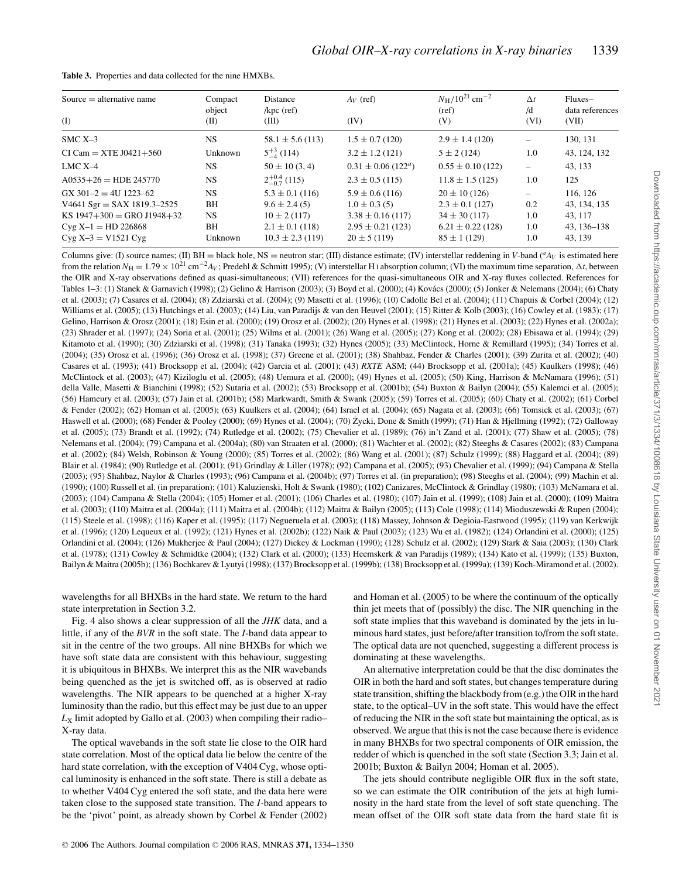**Table 3.** Properties and data collected for the nine HMXBs.

| Source = alternative name (I) | Compact object (II) | Distance /kpc (ref) (III) | $A_V$ (ref) (IV) | $N_H/10^{21}$ cm$^{-2}$ (ref) (V) | $\Delta t$ /d (VI) | Fluxes– data references (VII) |
|---|---|---|---|---|---|---|
| SMC X–3 | NS | 58.1 ± 5.6 (113) | 1.5 ± 0.7 (120) | 2.9 ± 1.4 (120) | – | 130, 131 |
| CI Cam = XTE J0421+560 | Unknown | $5^{+3}_{-4}$ (114) | 3.2 ± 1.2 (121) | 5 ± 2 (124) | 1.0 | 43, 124, 132 |
| LMC X–4 | NS | 50 ± 10 (3, 4) | 0.31 ± 0.06 (122[a]) | 0.55 ± 0.10 (122) | – | 43, 133 |
| A0535+26 = HDE 245770 | NS | $2^{+0.4}_{-0.7}$ (115) | 2.3 ± 0.5 (115) | 11.8 ± 1.5 (125) | 1.0 | 125 |
| GX 301–2 = 4U 1223–62 | NS | 5.3 ± 0.1 (116) | 5.9 ± 0.6 (116) | 20 ± 10 (126) | – | 116, 126 |
| V4641 Sgr = SAX 1819.3–2525 | BH | 9.6 ± 2.4 (5) | 1.0 ± 0.3 (5) | 2.3 ± 0.1 (127) | 0.2 | 43, 134, 135 |
| KS 1947+300 = GRO J1948+32 | NS | 10 ± 2 (117) | 3.38 ± 0.16 (117) | 34 ± 30 (117) | 1.0 | 43, 117 |
| Cyg X–1 = HD 226868 | BH | 2.1 ± 0.1 (118) | 2.95 ± 0.21 (123) | 6.21 ± 0.22 (128) | 1.0 | 43, 136–138 |
| Cyg X–3 = V1521 Cyg | Unknown | 10.3 ± 2.3 (119) | 20 ± 5 (119) | 85 ± 1 (129) | 1.0 | 43, 139 |

Columns give: (I) source names; (II) BH = black hole, NS = neutron star; (III) distance estimate; (IV) interstellar reddening in $V$-band ([a]$A_V$ is estimated here from the relation $N_H = 1.79 \times 10^{21}$ cm$^{-2} A_V$; Predehl & Schmitt 1995); (V) interstellar H I absorption column; (VI) the maximum time separation, $\Delta t$, between the OIR and X-ray observations defined as quasi-simultaneous; (VII) references for the quasi-simultaneous OIR and X-ray fluxes collected. References for Tables 1–3: (1) Stanek & Garnavich (1998); (2) Gelino & Harrison (2003); (3) Boyd et al. (2000); (4) Kovács (2000); (5) Jonker & Nelemans (2004); (6) Chaty et al. (2003); (7) Casares et al. (2004); (8) Zdziarski et al. (2004); (9) Masetti et al. (1996); (10) Cadolle Bel et al. (2004); (11) Chapuis & Corbel (2004); (12) Williams et al. (2005); (13) Hutchings et al. (2003); (14) Liu, van Paradijs & van den Heuvel (2001); (15) Ritter & Kolb (2003); (16) Cowley et al. (1983); (17) Gelino, Harrison & Orosz (2001); (18) Esin et al. (2000); (19) Orosz et al. (2002); (20) Hynes et al. (1998); (21) Hynes et al. (2003); (22) Hynes et al. (2002a); (23) Shrader et al. (1997); (24) Soria et al. (2001); (25) Wilms et al. (2001); (26) Wang et al. (2005); (27) Kong et al. (2002); (28) Ebisawa et al. (1994); (29) Kitamoto et al. (1990); (30) Zdziarski et al. (1998); (31) Tanaka (1993); (32) Hynes (2005); (33) McClintock, Horne & Remillard (1995); (34) Torres et al. (2004); (35) Orosz et al. (1996); (36) Orosz et al. (1998); (37) Greene et al. (2001); (38) Shahbaz, Fender & Charles (2001); (39) Zurita et al. (2002); (40) Casares et al. (1993); (41) Brocksopp et al. (2004); (42) Garcia et al. (2001); (43) *RXTE* ASM; (44) Brocksopp et al. (2001a); (45) Kuulkers (1998); (46) McClintock et al. (2003); (47) Kiziloglu et al. (2005); (48) Uemura et al. (2000); (49) Hynes et al. (2005); (50) King, Harrison & McNamara (1996); (51) della Valle, Masetti & Bianchini (1998); (52) Sutaria et al. (2002); (53) Brocksopp et al. (2001b); (54) Buxton & Bailyn (2004); (55) Kalemci et al. (2005); (56) Hameury et al. (2003); (57) Jain et al. (2001b); (58) Markwardt, Smith & Swank (2005); (59) Torres et al. (2005); (60) Chaty et al. (2002); (61) Corbel & Fender (2002); (62) Homan et al. (2005); (63) Kuulkers et al. (2004); (64) Israel et al. (2004); (65) Nagata et al. (2003); (66) Tomsick et al. (2003); (67) Haswell et al. (2000); (68) Fender & Pooley (2000); (69) Hynes et al. (2004); (70) Życki, Done & Smith (1999); (71) Han & Hjellming (1992); (72) Galloway et al. (2005); (73) Brandt et al. (1992); (74) Rutledge et al. (2002); (75) Chevalier et al. (1989); (76) in't Zand et al. (2001); (77) Shaw et al. (2005); (78) Nelemans et al. (2004); (79) Campana et al. (2004a); (80) van Straaten et al. (2000); (81) Wachter et al. (2002); (82) Steeghs & Casares (2002); (83) Campana et al. (2002); (84) Welsh, Robinson & Young (2000); (85) Torres et al. (2002); (86) Wang et al. (2001); (87) Schulz (1999); (88) Haggard et al. (2004); (89) Blair et al. (1984); (90) Rutledge et al. (2001); (91) Grindlay & Liller (1978); (92) Campana et al. (2005); (93) Chevalier et al. (1999); (94) Campana & Stella (2003); (95) Shahbaz, Naylor & Charles (1993); (96) Campana et al. (2004b); (97) Torres et al. (in preparation); (98) Steeghs et al. (2004); (99) Machin et al. (1990); (100) Russell et al. (in preparation); (101) Kaluzienski, Holt & Swank (1980); (102) Canizares, McClintock & Grindlay (1980); (103) McNamara et al. (2003); (104) Campana & Stella (2004); (105) Homer et al. (2001); (106) Charles et al. (1980); (107) Jain et al. (1999); (108) Jain et al. (2000); (109) Maitra et al. (2003); (110) Maitra et al. (2004a); (111) Maitra et al. (2004b); (112) Maitra & Bailyn (2005); (113) Cole (1998); (114) Mioduszewski & Rupen (2004); (115) Steele et al. (1998); (116) Kaper et al. (1995); (117) Negueruela et al. (2003); (118) Massey, Johnson & Degioia-Eastwood (1995); (119) van Kerkwijk et al. (1996); (120) Lequeux et al. (1992); (121) Hynes et al. (2002b); (122) Naik & Paul (2003); (123) Wu et al. (1982); (124) Orlandini et al. (2000); (125) Orlandini et al. (2004); (126) Mukherjee & Paul (2004); (127) Dickey & Lockman (1990); (128) Schulz et al. (2002); (129) Stark & Saia (2003); (130) Clark et al. (1978); (131) Cowley & Schmidtke (2004); (132) Clark et al. (2000); (133) Heemskerk & van Paradijs (1989); (134) Kato et al. (1999); (135) Buxton, Bailyn & Maitra (2005b); (136) Bochkarev & Lyutyi (1998); (137) Brocksopp et al. (1999b); (138) Brocksopp et al. (1999a); (139) Koch-Miramond et al. (2002).

wavelengths for all BHXBs in the hard state. We return to the hard state interpretation in Section 3.2.

Fig. 4 also shows a clear suppression of all the *JHK* data, and a little, if any of the *BVR* in the soft state. The *I*-band data appear to sit in the centre of the two groups. All nine BHXBs for which we have soft state data are consistent with this behaviour, suggesting it is ubiquitous in BHXBs. We interpret this as the NIR wavebands being quenched as the jet is switched off, as is observed at radio wavelengths. The NIR appears to be quenched at a higher X-ray luminosity than the radio, but this effect may be just due to an upper $L_X$ limit adopted by Gallo et al. (2003) when compiling their radio–X-ray data.

The optical wavebands in the soft state lie close to the OIR hard state correlation. Most of the optical data lie below the centre of the hard state correlation, with the exception of V404 Cyg, whose optical luminosity is enhanced in the soft state. There is still a debate as to whether V404 Cyg entered the soft state, and the data here were taken close to the supposed state transition. The *I*-band appears to be the 'pivot' point, as already shown by Corbel & Fender (2002) and Homan et al. (2005) to be where the continuum of the optically thin jet meets that of (possibly) the disc. The NIR quenching in the soft state implies that this waveband is dominated by the jets in luminous hard states, just before/after transition to/from the soft state. The optical data are not quenched, suggesting a different process is dominating at these wavelengths.

An alternative interpretation could be that the disc dominates the OIR in both the hard and soft states, but changes temperature during state transition, shifting the blackbody from (e.g.) the OIR in the hard state, to the optical–UV in the soft state. This would have the effect of reducing the NIR in the soft state but maintaining the optical, as is observed. We argue that this is not the case because there is evidence in many BHXBs for two spectral components of OIR emission, the redder of which is quenched in the soft state (Section 3.3; Jain et al. 2001b; Buxton & Bailyn 2004; Homan et al. 2005).

The jets should contribute negligible OIR flux in the soft state, so we can estimate the OIR contribution of the jets at high luminosity in the hard state from the level of soft state quenching. The mean offset of the OIR soft state data from the hard state fit is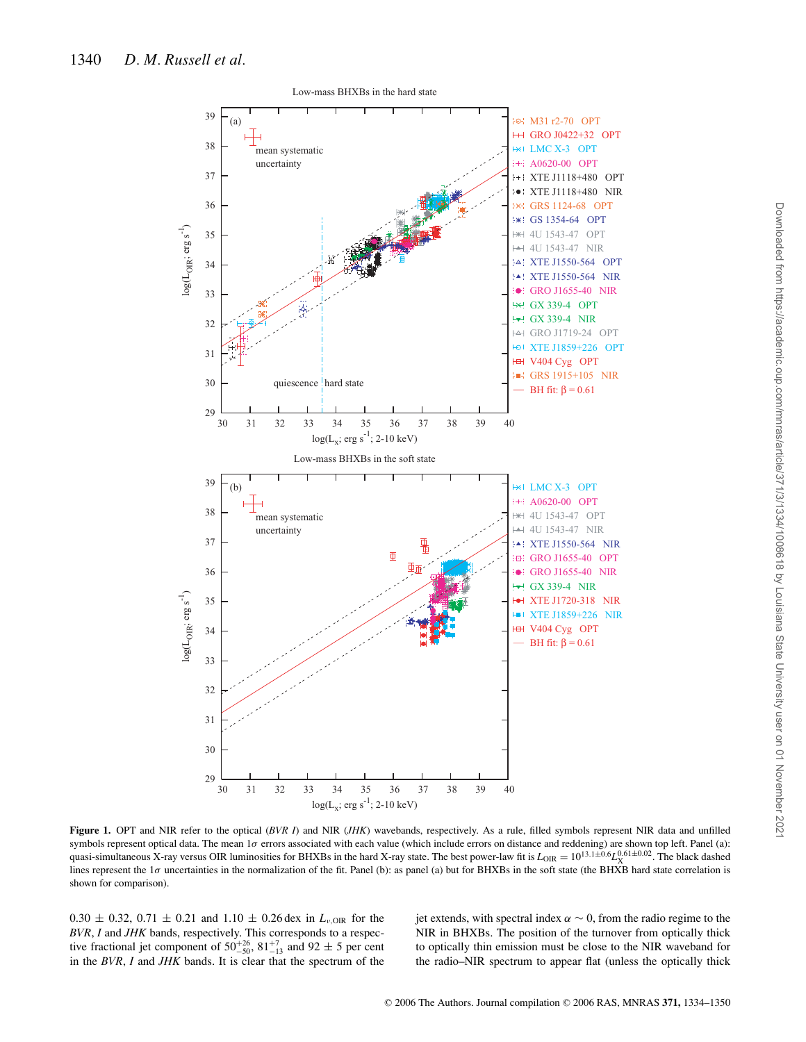**Figure 1.** OPT and NIR refer to the optical (*BVR I*) and NIR (*JHK*) wavebands, respectively. As a rule, filled symbols represent NIR data and unfilled symbols represent optical data. The mean 1$\sigma$ errors associated with each value (which include errors on distance and reddening) are shown top left. Panel (a): quasi-simultaneous X-ray versus OIR luminosities for BHXBs in the hard X-ray state. The best power-law fit is $L_{\rm OIR} = 10^{13.1\pm0.6} L_{\rm X}^{0.61\pm0.02}$. The black dashed lines represent the 1$\sigma$ uncertainties in the normalization of the fit. Panel (b): as panel (a) but for BHXBs in the soft state (the BHXB hard state correlation is shown for comparison).

0.30 ± 0.32, 0.71 ± 0.21 and 1.10 ± 0.26 dex in $L_{\nu,\rm OIR}$ for the *BVR*, *I* and *JHK* bands, respectively. This corresponds to a respective fractional jet component of $50^{+26}_{-50}$, $81^{+7}_{-13}$ and 92 ± 5 per cent in the *BVR*, *I* and *JHK* bands. It is clear that the spectrum of the jet extends, with spectral index $\alpha \sim 0$, from the radio regime to the NIR in BHXBs. The position of the turnover from optically thick to optically thin emission must be close to the NIR waveband for the radio–NIR spectrum to appear flat (unless the optically thick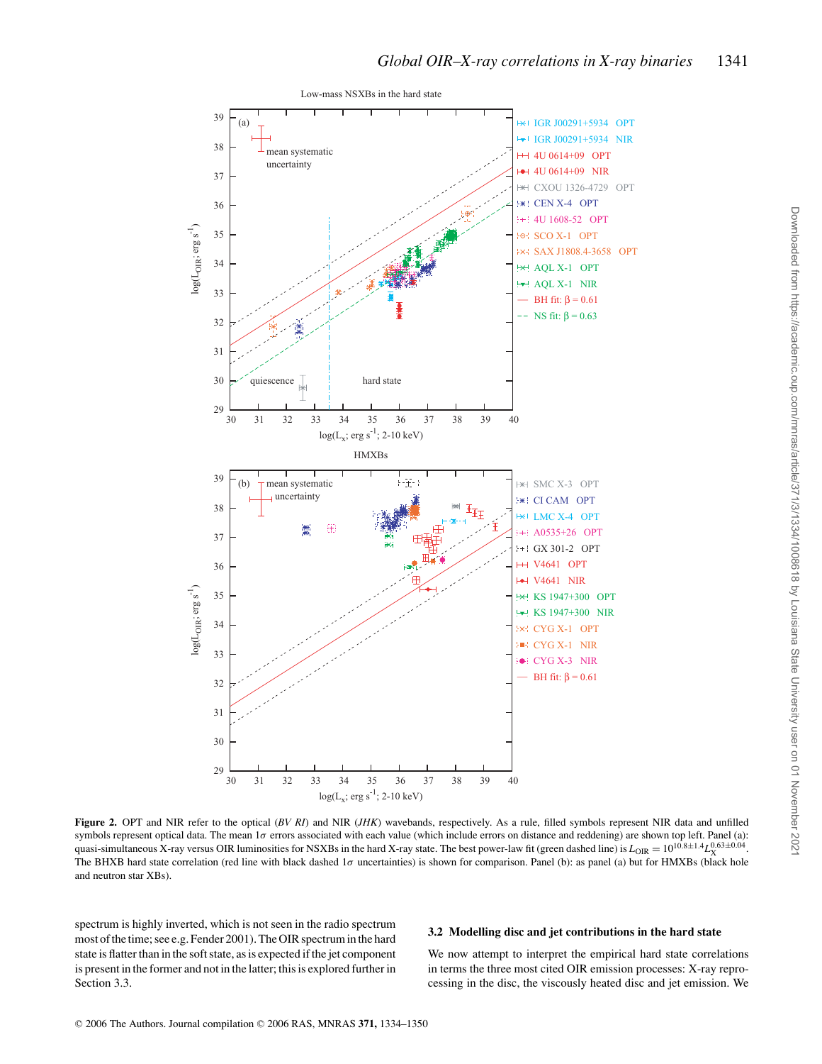**Figure 2.** OPT and NIR refer to the optical (*BV RI*) and NIR (*JHK*) wavebands, respectively. As a rule, filled symbols represent NIR data and unfilled symbols represent optical data. The mean 1$\sigma$ errors associated with each value (which include errors on distance and reddening) are shown top left. Panel (a): quasi-simultaneous X-ray versus OIR luminosities for NSXBs in the hard X-ray state. The best power-law fit (green dashed line) is $L_{\rm OIR} = 10^{10.8\pm1.4} L_{\rm X}^{0.63\pm0.04}$. The BHXB hard state correlation (red line with black dashed 1$\sigma$ uncertainties) is shown for comparison. Panel (b): as panel (a) but for HMXBs (black hole and neutron star XBs).

spectrum is highly inverted, which is not seen in the radio spectrum most of the time; see e.g. Fender 2001). The OIR spectrum in the hard state is flatter than in the soft state, as is expected if the jet component is present in the former and not in the latter; this is explored further in Section 3.3.

### 3.2 Modelling disc and jet contributions in the hard state

We now attempt to interpret the empirical hard state correlations in terms the three most cited OIR emission processes: X-ray reprocessing in the disc, the viscously heated disc and jet emission. We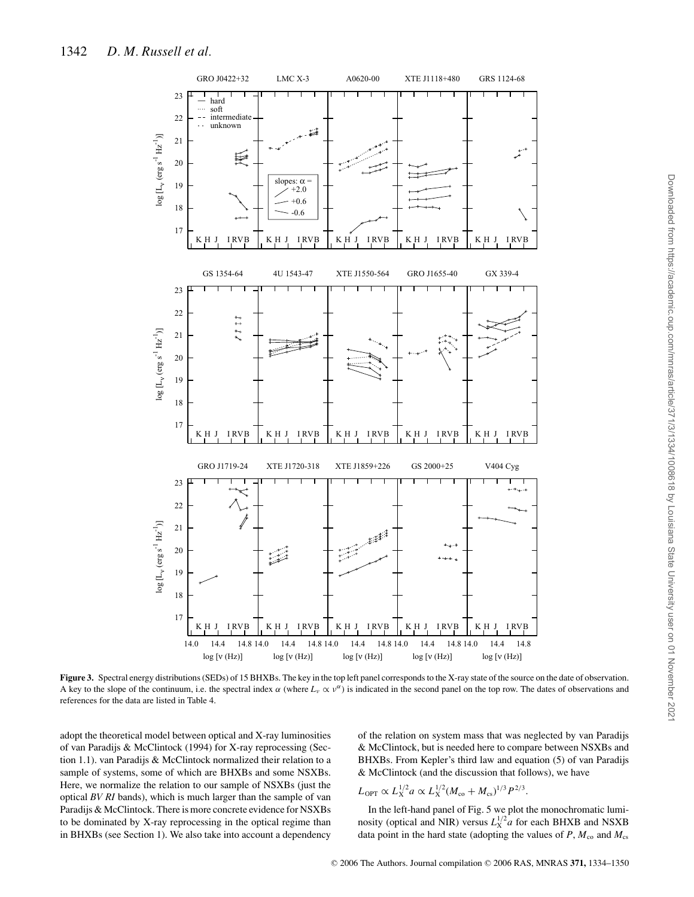**Figure 3.** Spectral energy distributions (SEDs) of 15 BHXBs. The key in the top left panel corresponds to the X-ray state of the source on the date of observation. A key to the slope of the continuum, i.e. the spectral index $\alpha$ (where $L_\nu \propto \nu^\alpha$) is indicated in the second panel on the top row. The dates of observations and references for the data are listed in Table 4.

adopt the theoretical model between optical and X-ray luminosities of van Paradijs & McClintock (1994) for X-ray reprocessing (Section 1.1). van Paradijs & McClintock normalized their relation to a sample of systems, some of which are BHXBs and some NSXBs. Here, we normalize the relation to our sample of NSXBs (just the optical *BV RI* bands), which is much larger than the sample of van Paradijs & McClintock. There is more concrete evidence for NSXBs to be dominated by X-ray reprocessing in the optical regime than in BHXBs (see Section 1). We also take into account a dependency of the relation on system mass that was neglected by van Paradijs & McClintock, but is needed here to compare between NSXBs and BHXBs. From Kepler's third law and equation (5) of van Paradijs & McClintock (and the discussion that follows), we have

$$L_{\rm OPT} \propto L_{\rm X}^{1/2} a \propto L_{\rm X}^{1/2} (M_{\rm co} + M_{\rm cs})^{1/3} P^{2/3}.$$

In the left-hand panel of Fig. 5 we plot the monochromatic luminosity (optical and NIR) versus $L_{\rm X}^{1/2} a$ for each BHXB and NSXB data point in the hard state (adopting the values of $P$, $M_{\rm co}$ and $M_{\rm cs}$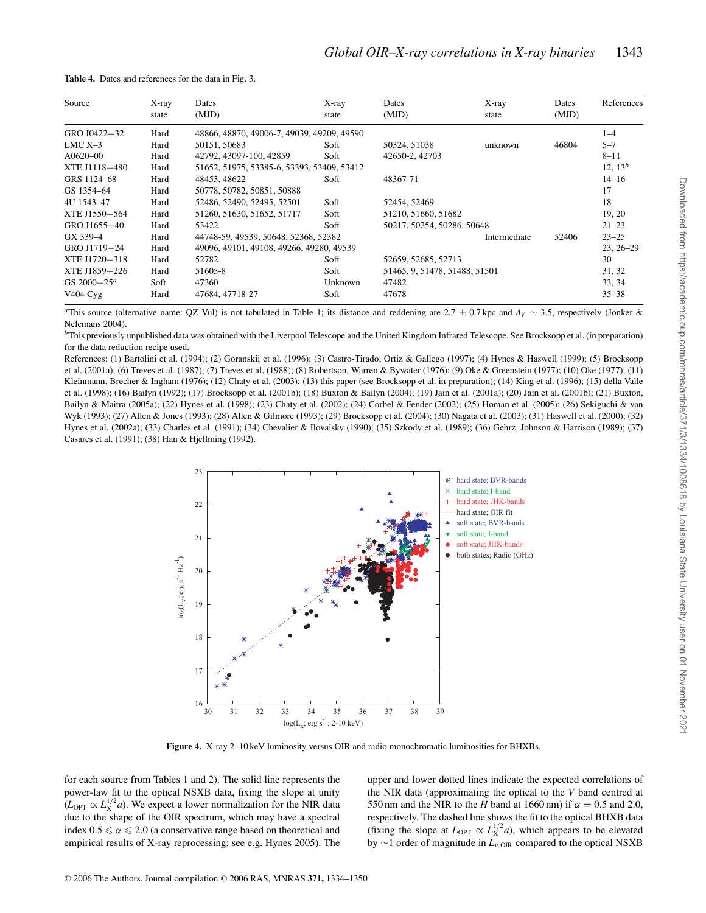**Table 4.** Dates and references for the data in Fig. 3.

| Source | X-ray state | Dates (MJD) | X-ray state | Dates (MJD) | X-ray state | Dates (MJD) | References |
|---|---|---|---|---|---|---|---|
| GRO J0422+32 | Hard | 48866, 48870, 49006-7, 49039, 49209, 49590 | | | | | 1–4 |
| LMC X–3 | Hard | 50151, 50683 | Soft | 50324, 51038 | unknown | 46804 | 5–7 |
| A0620–00 | Hard | 42792, 43097-100, 42859 | Soft | 42650-2, 42703 | | | 8–11 |
| XTE J1118+480 | Hard | 51652, 51975, 53385-6, 53393, 53409, 53412 | | | | | 12, 13[b] |
| GRS 1124–68 | Hard | 48453, 48622 | Soft | 48367-71 | | | 14–16 |
| GS 1354–64 | Hard | 50778, 50782, 50851, 50888 | | | | | 17 |
| 4U 1543–47 | Hard | 52486, 52490, 52495, 52501 | Soft | 52454, 52469 | | | 18 |
| XTE J1550−564 | Hard | 51260, 51630, 51652, 51717 | Soft | 51210, 51660, 51682 | | | 19, 20 |
| GRO J1655−40 | Hard | 53422 | Soft | 50217, 50254, 50286, 50648 | | | 21–23 |
| GX 339–4 | Hard | 44748-59, 49539, 50648, 52368, 52382 | | | Intermediate | 52406 | 23–25 |
| GRO J1719−24 | Hard | 49096, 49101, 49108, 49266, 49280, 49539 | | | | | 23, 26–29 |
| XTE J1720−318 | Hard | 52782 | Soft | 52659, 52685, 52713 | | | 30 |
| XTE J1859+226 | Hard | 51605-8 | Soft | 51465, 9, 51478, 51488, 51501 | | | 31, 32 |
| GS 2000+25[a] | Soft | 47360 | Unknown | 47482 | | | 33, 34 |
| V404 Cyg | Hard | 47684, 47718-27 | Soft | 47678 | | | 35–38 |

[a]This source (alternative name: QZ Vul) is not tabulated in Table 1; its distance and reddening are 2.7 ± 0.7 kpc and $A_V \sim 3.5$, respectively (Jonker & Nelemans 2004).

[b]This previously unpublished data was obtained with the Liverpool Telescope and the United Kingdom Infrared Telescope. See Brocksopp et al. (in preparation) for the data reduction recipe used.

References: (1) Bartolini et al. (1994); (2) Goranskii et al. (1996); (3) Castro-Tirado, Ortiz & Gallego (1997); (4) Hynes & Haswell (1999); (5) Brocksopp et al. (2001a); (6) Treves et al. (1987); (7) Treves et al. (1988); (8) Robertson, Warren & Bywater (1976); (9) Oke & Greenstein (1977); (10) Oke (1977); (11) Kleinmann, Brecher & Ingham (1976); (12) Chaty et al. (2003); (13) this paper (see Brocksopp et al. in preparation); (14) King et al. (1996); (15) della Valle et al. (1998); (16) Bailyn (1992); (17) Brocksopp et al. (2001b); (18) Buxton & Bailyn (2004); (19) Jain et al. (2001a); (20) Jain et al. (2001b); (21) Buxton, Bailyn & Maitra (2005a); (22) Hynes et al. (1998); (23) Chaty et al. (2002); (24) Corbel & Fender (2002); (25) Homan et al. (2005); (26) Sekiguchi & van Wyk (1993); (27) Allen & Jones (1993); (28) Allen & Gilmore (1993); (29) Brocksopp et al. (2004); (30) Nagata et al. (2003); (31) Haswell et al. (2000); (32) Hynes et al. (2002a); (33) Charles et al. (1991); (34) Chevalier & Ilovaisky (1990); (35) Szkody et al. (1989); (36) Gehrz, Johnson & Harrison (1989); (37) Casares et al. (1991); (38) Han & Hjellming (1992).

**Figure 4.** X-ray 2–10 keV luminosity versus OIR and radio monochromatic luminosities for BHXBs.

for each source from Tables 1 and 2). The solid line represents the power-law fit to the optical NSXB data, fixing the slope at unity ($L_{\rm OPT} \propto L_{\rm X}^{1/2} a$). We expect a lower normalization for the NIR data due to the shape of the OIR spectrum, which may have a spectral index $0.5 \leqslant \alpha \leqslant 2.0$ (a conservative range based on theoretical and empirical results of X-ray reprocessing; see e.g. Hynes 2005). The upper and lower dotted lines indicate the expected correlations of the NIR data (approximating the optical to the $V$ band centred at 550 nm and the NIR to the $H$ band at 1660 nm) if $\alpha = 0.5$ and 2.0, respectively. The dashed line shows the fit to the optical BHXB data (fixing the slope at $L_{\rm OPT} \propto L_{\rm X}^{1/2} a$), which appears to be elevated by ~1 order of magnitude in $L_{\nu,\rm OIR}$ compared to the optical NSXB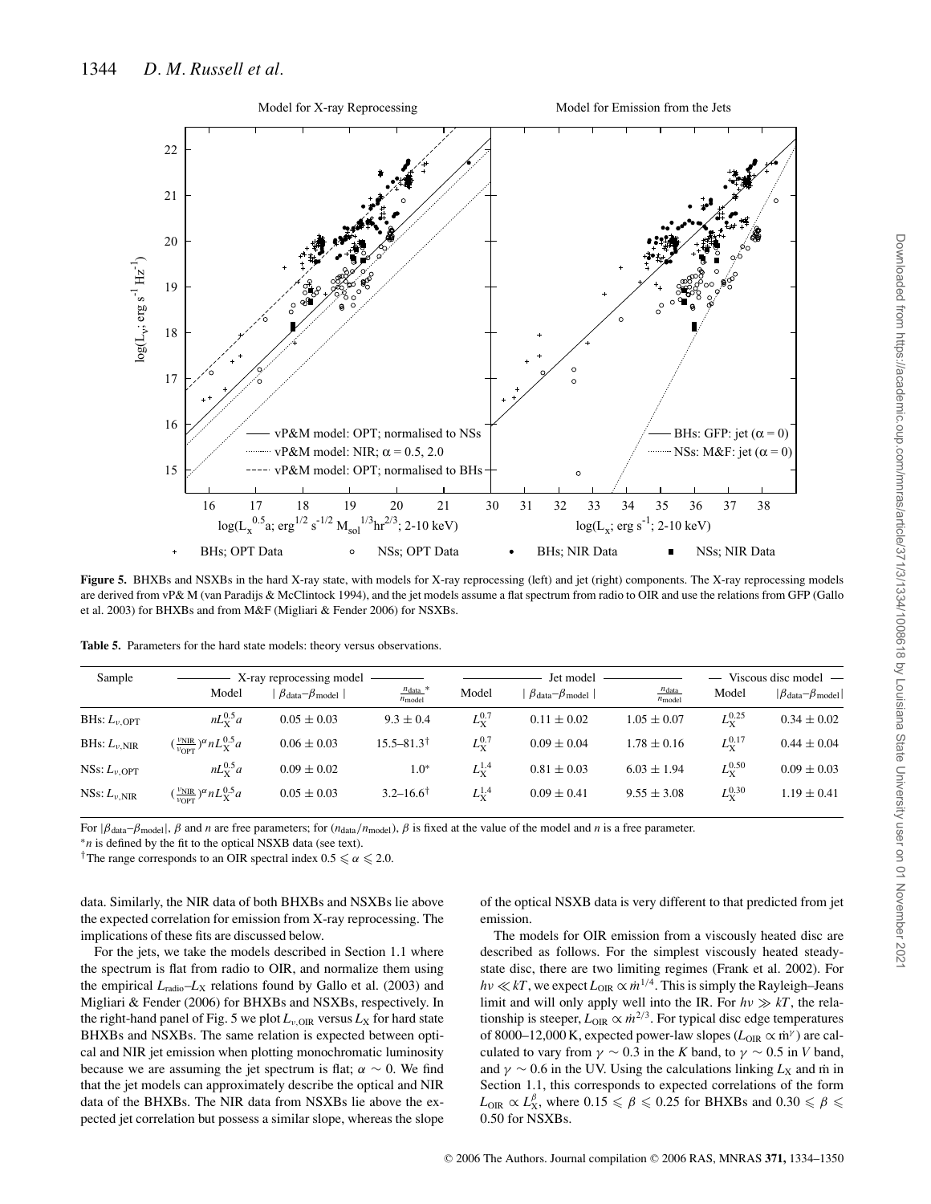**Figure 5.** BHXBs and NSXBs in the hard X-ray state, with models for X-ray reprocessing (left) and jet (right) components. The X-ray reprocessing models are derived from vP& M (van Paradijs & McClintock 1994), and the jet models assume a flat spectrum from radio to OIR and use the relations from GFP (Gallo et al. 2003) for BHXBs and from M&F (Migliari & Fender 2006) for NSXBs.

**Table 5.** Parameters for the hard state models: theory versus observations.

| Sample | X-ray reprocessing model | | | Jet model | | | Viscous disc model | |
|---|---|---|---|---|---|---|---|---|
| | Model | $\mid \beta_{\rm data}-\beta_{\rm model} \mid$ | $\frac{n_{\rm data}}{n_{\rm model}}$* | Model | $\mid \beta_{\rm data}-\beta_{\rm model} \mid$ | $\frac{n_{\rm data}}{n_{\rm model}}$ | Model | $\mid\beta_{\rm data}-\beta_{\rm model}\mid$ |
| BHs: $L_{\nu,\rm OPT}$ | $nL_{\rm X}^{0.5}a$ | $0.05 \pm 0.03$ | $9.3 \pm 0.4$ | $L_{\rm X}^{0.7}$ | $0.11 \pm 0.02$ | $1.05 \pm 0.07$ | $L_{\rm X}^{0.25}$ | $0.34 \pm 0.02$ |
| BHs: $L_{\nu,\rm NIR}$ | $(\frac{\nu_{\rm NIR}}{\nu_{\rm OPT}})^{\alpha} nL_{\rm X}^{0.5}a$ | $0.06 \pm 0.03$ | 15.5–81.3† | $L_{\rm X}^{0.7}$ | $0.09 \pm 0.04$ | $1.78 \pm 0.16$ | $L_{\rm X}^{0.17}$ | $0.44 \pm 0.04$ |
| NSs: $L_{\nu,\rm OPT}$ | $nL_{\rm X}^{0.5}a$ | $0.09 \pm 0.02$ | 1.0* | $L_{\rm X}^{1.4}$ | $0.81 \pm 0.03$ | $6.03 \pm 1.94$ | $L_{\rm X}^{0.50}$ | $0.09 \pm 0.03$ |
| NSs: $L_{\nu,\rm NIR}$ | $(\frac{\nu_{\rm NIR}}{\nu_{\rm OPT}})^{\alpha} nL_{\rm X}^{0.5}a$ | $0.05 \pm 0.03$ | 3.2–16.6† | $L_{\rm X}^{1.4}$ | $0.09 \pm 0.41$ | $9.55 \pm 3.08$ | $L_{\rm X}^{0.30}$ | $1.19 \pm 0.41$ |

For $|\beta_{\rm data}-\beta_{\rm model}|$, $\beta$ and $n$ are free parameters; for $(n_{\rm data}/n_{\rm model})$, $\beta$ is fixed at the value of the model and $n$ is a free parameter.
*$n$ is defined by the fit to the optical NSXB data (see text).
†The range corresponds to an OIR spectral index $0.5 \leqslant \alpha \leqslant 2.0$.

data. Similarly, the NIR data of both BHXBs and NSXBs lie above the expected correlation for emission from X-ray reprocessing. The implications of these fits are discussed below.

For the jets, we take the models described in Section 1.1 where the spectrum is flat from radio to OIR, and normalize them using the empirical $L_{\rm radio}$–$L_{\rm X}$ relations found by Gallo et al. (2003) and Migliari & Fender (2006) for BHXBs and NSXBs, respectively. In the right-hand panel of Fig. 5 we plot $L_{\nu,\rm OIR}$ versus $L_{\rm X}$ for hard state BHXBs and NSXBs. The same relation is expected between optical and NIR jet emission when plotting monochromatic luminosity because we are assuming the jet spectrum is flat; $\alpha \sim 0$. We find that the jet models can approximately describe the optical and NIR data of the BHXBs. The NIR data from NSXBs lie above the expected jet correlation but possess a similar slope, whereas the slope of the optical NSXB data is very different to that predicted from jet emission.

The models for OIR emission from a viscously heated disc are described as follows. For the simplest viscously heated steady-state disc, there are two limiting regimes (Frank et al. 2002). For $h\nu \ll kT$, we expect $L_{\rm OIR} \propto \dot{m}^{1/4}$. This is simply the Rayleigh–Jeans limit and will only apply well into the IR. For $h\nu \gg kT$, the relationship is steeper, $L_{\rm OIR} \propto \dot{m}^{2/3}$. For typical disc edge temperatures of 8000–12,000 K, expected power-law slopes ($L_{\rm OIR} \propto \dot{\rm m}^{\gamma}$) are calculated to vary from $\gamma \sim 0.3$ in the $K$ band, to $\gamma \sim 0.5$ in $V$ band, and $\gamma \sim 0.6$ in the UV. Using the calculations linking $L_{\rm X}$ and $\dot{\rm m}$ in Section 1.1, this corresponds to expected correlations of the form $L_{\rm OIR} \propto L_{\rm X}^{\beta}$, where $0.15 \leqslant \beta \leqslant 0.25$ for BHXBs and $0.30 \leqslant \beta \leqslant 0.50$ for NSXBs.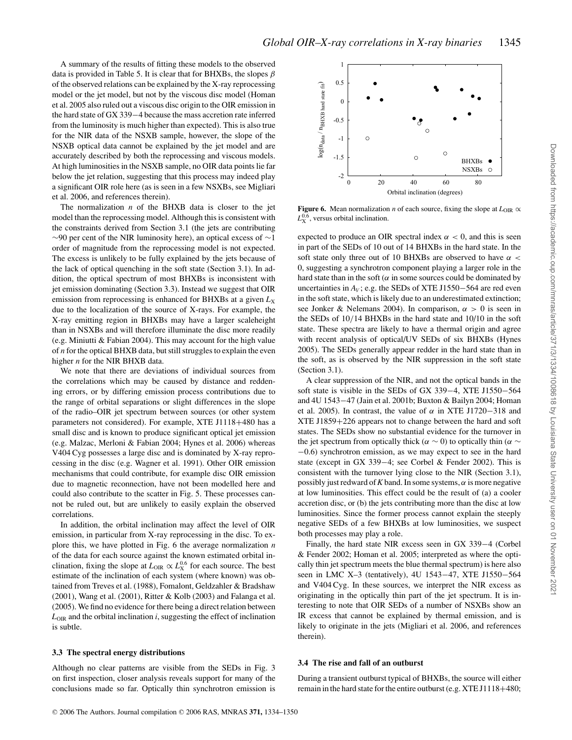A summary of the results of fitting these models to the observed data is provided in Table 5. It is clear that for BHXBs, the slopes $\beta$ of the observed relations can be explained by the X-ray reprocessing model or the jet model, but not by the viscous disc model (Homan et al. 2005 also ruled out a viscous disc origin to the OIR emission in the hard state of GX 339−4 because the mass accretion rate inferred from the luminosity is much higher than expected). This is also true for the NIR data of the NSXB sample, however, the slope of the NSXB optical data cannot be explained by the jet model and are accurately described by both the reprocessing and viscous models. At high luminosities in the NSXB sample, no OIR data points lie far below the jet relation, suggesting that this process may indeed play a significant OIR role here (as is seen in a few NSXBs, see Migliari et al. 2006, and references therein).

The normalization $n$ of the BHXB data is closer to the jet model than the reprocessing model. Although this is consistent with the constraints derived from Section 3.1 (the jets are contributing $\sim$90 per cent of the NIR luminosity here), an optical excess of $\sim$1 order of magnitude from the reprocessing model is not expected. The excess is unlikely to be fully explained by the jets because of the lack of optical quenching in the soft state (Section 3.1). In addition, the optical spectrum of most BHXBs is inconsistent with jet emission dominating (Section 3.3). Instead we suggest that OIR emission from reprocessing is enhanced for BHXBs at a given $L_X$ due to the localization of the source of X-rays. For example, the X-ray emitting region in BHXBs may have a larger scaleheight than in NSXBs and will therefore illuminate the disc more readily (e.g. Miniutti & Fabian 2004). This may account for the high value of $n$ for the optical BHXB data, but still struggles to explain the even higher $n$ for the NIR BHXB data.

We note that there are deviations of individual sources from the correlations which may be caused by distance and reddening errors, or by differing emission process contributions due to the range of orbital separations or slight differences in the slope of the radio–OIR jet spectrum between sources (or other system parameters not considered). For example, XTE J1118+480 has a small disc and is known to produce significant optical jet emission (e.g. Malzac, Merloni & Fabian 2004; Hynes et al. 2006) whereas V404 Cyg possesses a large disc and is dominated by X-ray reprocessing in the disc (e.g. Wagner et al. 1991). Other OIR emission mechanisms that could contribute, for example disc OIR emission due to magnetic reconnection, have not been modelled here and could also contribute to the scatter in Fig. 5. These processes cannot be ruled out, but are unlikely to easily explain the observed correlations.

In addition, the orbital inclination may affect the level of OIR emission, in particular from X-ray reprocessing in the disc. To explore this, we have plotted in Fig. 6 the average normalization $n$ of the data for each source against the known estimated orbital inclination, fixing the slope at $L_{\rm OIR} \propto L_X^{0.6}$ for each source. The best estimate of the inclination of each system (where known) was obtained from Treves et al. (1988), Fomalont, Geldzahler & Bradshaw (2001), Wang et al. (2001), Ritter & Kolb (2003) and Falanga et al. (2005). We find no evidence for there being a direct relation between $L_{\rm OIR}$ and the orbital inclination $i$, suggesting the effect of inclination is subtle.

**Figure 6.** Mean normalization $n$ of each source, fixing the slope at $L_{\rm OIR} \propto L_X^{0.6}$, versus orbital inclination.

### 3.3 The spectral energy distributions

Although no clear patterns are visible from the SEDs in Fig. 3 on first inspection, closer analysis reveals support for many of the conclusions made so far. Optically thin synchrotron emission is expected to produce an OIR spectral index $\alpha < 0$, and this is seen in part of the SEDs of 10 out of 14 BHXBs in the hard state. In the soft state only three out of 10 BHXBs are observed to have $\alpha < 0$, suggesting a synchrotron component playing a larger role in the hard state than in the soft ($\alpha$ in some sources could be dominated by uncertainties in $A_V$; e.g. the SEDs of XTE J1550−564 are red even in the soft state, which is likely due to an underestimated extinction; see Jonker & Nelemans 2004). In comparison, $\alpha > 0$ is seen in the SEDs of 10/14 BHXBs in the hard state and 10/10 in the soft state. These spectra are likely to have a thermal origin and agree with recent analysis of optical/UV SEDs of six BHXBs (Hynes 2005). The SEDs generally appear redder in the hard state than in the soft, as is observed by the NIR suppression in the soft state (Section 3.1).

A clear suppression of the NIR, and not the optical bands in the soft state is visible in the SEDs of GX 339−4, XTE J1550−564 and 4U 1543−47 (Jain et al. 2001b; Buxton & Bailyn 2004; Homan et al. 2005). In contrast, the value of $\alpha$ in XTE J1720−318 and XTE J1859+226 appears not to change between the hard and soft states. The SEDs show no substantial evidence for the turnover in the jet spectrum from optically thick ($\alpha \sim 0$) to optically thin ($\alpha \sim -0.6$) synchrotron emission, as we may expect to see in the hard state (except in GX 339−4; see Corbel & Fender 2002). This is consistent with the turnover lying close to the NIR (Section 3.1), possibly just redward of $K$ band. In some systems, $\alpha$ is more negative at low luminosities. This effect could be the result of (a) a cooler accretion disc, or (b) the jets contributing more than the disc at low luminosities. Since the former process cannot explain the steeply negative SEDs of a few BHXBs at low luminosities, we suspect both processes may play a role.

Finally, the hard state NIR excess seen in GX 339−4 (Corbel & Fender 2002; Homan et al. 2005; interpreted as where the optically thin jet spectrum meets the blue thermal spectrum) is here also seen in LMC X–3 (tentatively), 4U 1543−47, XTE J1550−564 and V404 Cyg. In these sources, we interpret the NIR excess as originating in the optically thin part of the jet spectrum. It is interesting to note that OIR SEDs of a number of NSXBs show an IR excess that cannot be explained by thermal emission, and is likely to originate in the jets (Migliari et al. 2006, and references therein).

### 3.4 The rise and fall of an outburst

During a transient outburst typical of BHXBs, the source will either remain in the hard state for the entire outburst (e.g. XTE J1118+480;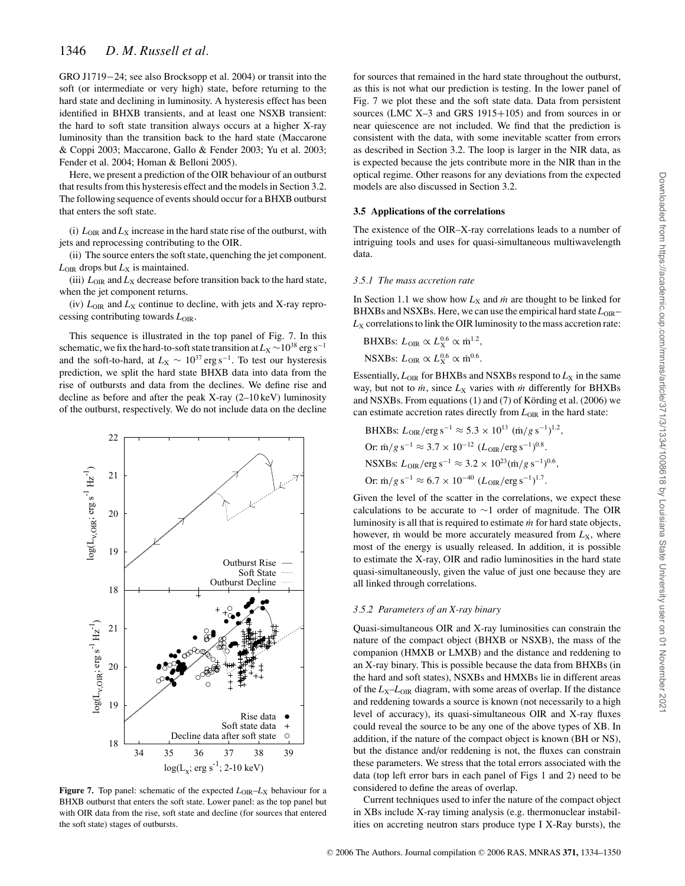GRO J1719−24; see also Brocksopp et al. 2004) or transit into the soft (or intermediate or very high) state, before returning to the hard state and declining in luminosity. A hysteresis effect has been identified in BHXB transients, and at least one NSXB transient: the hard to soft state transition always occurs at a higher X-ray luminosity than the transition back to the hard state (Maccarone & Coppi 2003; Maccarone, Gallo & Fender 2003; Yu et al. 2003; Fender et al. 2004; Homan & Belloni 2005).

Here, we present a prediction of the OIR behaviour of an outburst that results from this hysteresis effect and the models in Section 3.2. The following sequence of events should occur for a BHXB outburst that enters the soft state.

(i) $L_{\rm OIR}$ and $L_{\rm X}$ increase in the hard state rise of the outburst, with jets and reprocessing contributing to the OIR.

(ii) The source enters the soft state, quenching the jet component. $L_{\rm OIR}$ drops but $L_{\rm X}$ is maintained.

(iii) $L_{\rm OIR}$ and $L_{\rm X}$ decrease before transition back to the hard state, when the jet component returns.

(iv) $L_{\rm OIR}$ and $L_{\rm X}$ continue to decline, with jets and X-ray reprocessing contributing towards $L_{\rm OIR}$.

This sequence is illustrated in the top panel of Fig. 7. In this schematic, we fix the hard-to-soft state transition at $L_{\rm X} \sim 10^{38}$ erg s$^{-1}$ and the soft-to-hard, at $L_{\rm X} \sim 10^{37}$ erg s$^{-1}$. To test our hysteresis prediction, we split the hard state BHXB data into data from the rise of outbursts and data from the declines. We define rise and decline as before and after the peak X-ray (2–10 keV) luminosity of the outburst, respectively. We do not include data on the decline for sources that remained in the hard state throughout the outburst, as this is not what our prediction is testing. In the lower panel of Fig. 7 we plot these and the soft state data. Data from persistent sources (LMC X–3 and GRS 1915+105) and from sources in or near quiescence are not included. We find that the prediction is consistent with the data, with some inevitable scatter from errors as described in Section 3.2. The loop is larger in the NIR data, as is expected because the jets contribute more in the NIR than in the optical regime. Other reasons for any deviations from the expected models are also discussed in Section 3.2.

**Figure 7.** Top panel: schematic of the expected $L_{\rm OIR}$–$L_{\rm X}$ behaviour for a BHXB outburst that enters the soft state. Lower panel: as the top panel but with OIR data from the rise, soft state and decline (for sources that entered the soft state) stages of outbursts.

### 3.5 Applications of the correlations

The existence of the OIR–X-ray correlations leads to a number of intriguing tools and uses for quasi-simultaneous multiwavelength data.

#### *3.5.1 The mass accretion rate*

In Section 1.1 we show how $L_{\rm X}$ and $\dot{m}$ are thought to be linked for BHXBs and NSXBs. Here, we can use the empirical hard state $L_{\rm OIR}$–$L_{\rm X}$ correlations to link the OIR luminosity to the mass accretion rate:

BHXBs: $L_{\rm OIR} \propto L_{\rm X}^{0.6} \propto \dot{m}^{1.2}$,

NSXBs: $L_{\rm OIR} \propto L_{\rm X}^{0.6} \propto \dot{m}^{0.6}$.

Essentially, $L_{\rm OIR}$ for BHXBs and NSXBs respond to $L_{\rm X}$ in the same way, but not to $\dot{m}$, since $L_{\rm X}$ varies with $\dot{m}$ differently for BHXBs and NSXBs. From equations (1) and (7) of Körding et al. (2006) we can estimate accretion rates directly from $L_{\rm OIR}$ in the hard state:

BHXBs: $L_{\rm OIR}/{\rm erg\,s^{-1}} \approx 5.3 \times 10^{13}\ (\dot{m}/g\,{\rm s^{-1}})^{1.2}$,

Or: $\dot{m}/g\,{\rm s^{-1}} \approx 3.7 \times 10^{-12}\ (L_{\rm OIR}/{\rm erg\,s^{-1}})^{0.8}$.

NSXBs: $L_{\rm OIR}/{\rm erg\,s^{-1}} \approx 3.2 \times 10^{23} (\dot{m}/g\,{\rm s^{-1}})^{0.6}$,

Or: $\dot{m}/g\,{\rm s^{-1}} \approx 6.7 \times 10^{-40}\ (L_{\rm OIR}/{\rm erg\,s^{-1}})^{1.7}$.

Given the level of the scatter in the correlations, we expect these calculations to be accurate to $\sim$1 order of magnitude. The OIR luminosity is all that is required to estimate $\dot{m}$ for hard state objects, however, $\dot{m}$ would be more accurately measured from $L_{\rm X}$, where most of the energy is usually released. In addition, it is possible to estimate the X-ray, OIR and radio luminosities in the hard state quasi-simultaneously, given the value of just one because they are all linked through correlations.

#### *3.5.2 Parameters of an X-ray binary*

Quasi-simultaneous OIR and X-ray luminosities can constrain the nature of the compact object (BHXB or NSXB), the mass of the companion (HMXB or LMXB) and the distance and reddening to an X-ray binary. This is possible because the data from BHXBs (in the hard and soft states), NSXBs and HMXBs lie in different areas of the $L_{\rm X}$–$L_{\rm OIR}$ diagram, with some areas of overlap. If the distance and reddening towards a source is known (not necessarily to a high level of accuracy), its quasi-simultaneous OIR and X-ray fluxes could reveal the source to be any one of the above types of XB. In addition, if the nature of the compact object is known (BH or NS), but the distance and/or reddening is not, the fluxes can constrain these parameters. We stress that the total errors associated with the data (top left error bars in each panel of Figs 1 and 2) need to be considered to define the areas of overlap.

Current techniques used to infer the nature of the compact object in XBs include X-ray timing analysis (e.g. thermonuclear instabilities on accreting neutron stars produce type I X-Ray bursts), the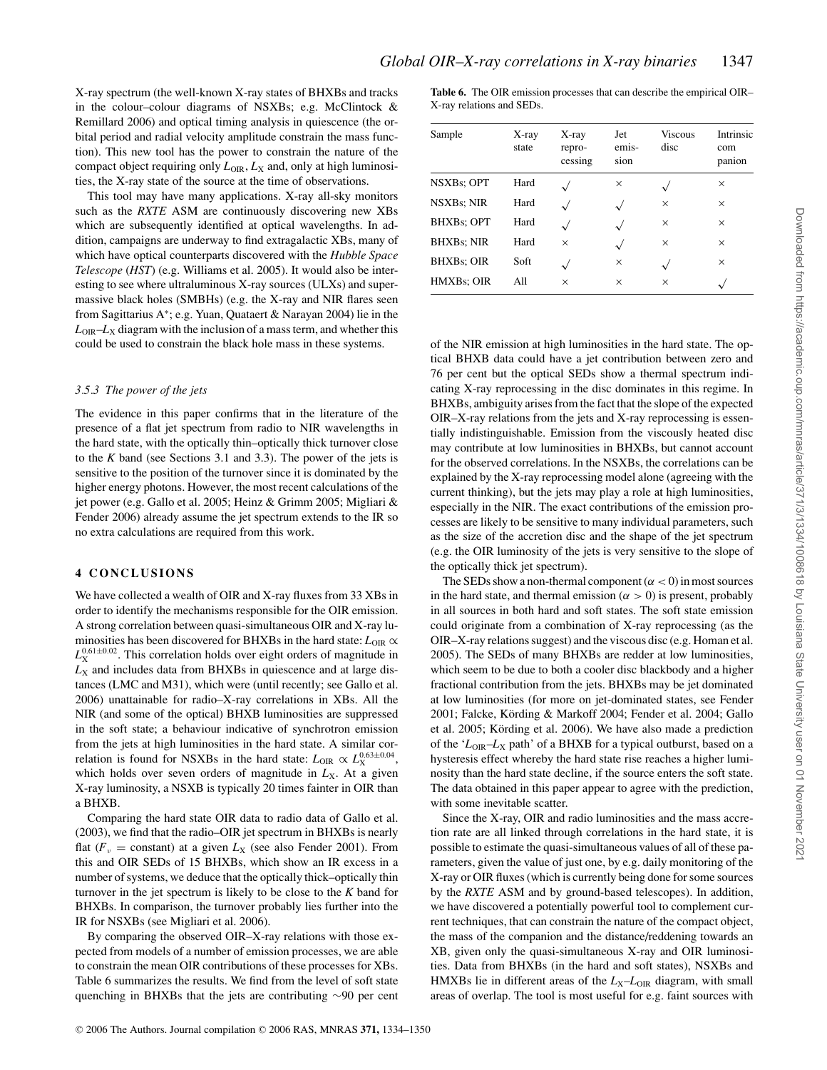X-ray spectrum (the well-known X-ray states of BHXBs and tracks in the colour–colour diagrams of NSXBs; e.g. McClintock & Remillard 2006) and optical timing analysis in quiescence (the orbital period and radial velocity amplitude constrain the mass function). This new tool has the power to constrain the nature of the compact object requiring only $L_{OIR}$, $L_X$ and, only at high luminosities, the X-ray state of the source at the time of observations.

This tool may have many applications. X-ray all-sky monitors such as the *RXTE* ASM are continuously discovering new XBs which are subsequently identified at optical wavelengths. In addition, campaigns are underway to find extragalactic XBs, many of which have optical counterparts discovered with the *Hubble Space Telescope* (*HST*) (e.g. Williams et al. 2005). It would also be interesting to see where ultraluminous X-ray sources (ULXs) and supermassive black holes (SMBHs) (e.g. the X-ray and NIR flares seen from Sagittarius A*; e.g. Yuan, Quataert & Narayan 2004) lie in the $L_{OIR}$–$L_X$ diagram with the inclusion of a mass term, and whether this could be used to constrain the black hole mass in these systems.

### 3.5.3 The power of the jets

The evidence in this paper confirms that in the literature of the presence of a flat jet spectrum from radio to NIR wavelengths in the hard state, with the optically thin–optically thick turnover close to the *K* band (see Sections 3.1 and 3.3). The power of the jets is sensitive to the position of the turnover since it is dominated by the higher energy photons. However, the most recent calculations of the jet power (e.g. Gallo et al. 2005; Heinz & Grimm 2005; Migliari & Fender 2006) already assume the jet spectrum extends to the IR so no extra calculations are required from this work.

## 4 CONCLUSIONS

We have collected a wealth of OIR and X-ray fluxes from 33 XBs in order to identify the mechanisms responsible for the OIR emission. A strong correlation between quasi-simultaneous OIR and X-ray luminosities has been discovered for BHXBs in the hard state: $L_{OIR} \propto L_X^{0.61\pm0.02}$. This correlation holds over eight orders of magnitude in $L_X$ and includes data from BHXBs in quiescence and at large distances (LMC and M31), which were (until recently; see Gallo et al. 2006) unattainable for radio–X-ray correlations in XBs. All the NIR (and some of the optical) BHXB luminosities are suppressed in the soft state; a behaviour indicative of synchrotron emission from the jets at high luminosities in the hard state. A similar correlation is found for NSXBs in the hard state: $L_{OIR} \propto L_X^{0.63\pm0.04}$, which holds over seven orders of magnitude in $L_X$. At a given X-ray luminosity, a NSXB is typically 20 times fainter in OIR than a BHXB.

Comparing the hard state OIR data to radio data of Gallo et al. (2003), we find that the radio–OIR jet spectrum in BHXBs is nearly flat ($F_\nu$ = constant) at a given $L_X$ (see also Fender 2001). From this and OIR SEDs of 15 BHXBs, which show an IR excess in a number of systems, we deduce that the optically thick–optically thin turnover in the jet spectrum is likely to be close to the *K* band for BHXBs. In comparison, the turnover probably lies further into the IR for NSXBs (see Migliari et al. 2006).

By comparing the observed OIR–X-ray relations with those expected from models of a number of emission processes, we are able to constrain the mean OIR contributions of these processes for XBs. Table 6 summarizes the results. We find from the level of soft state quenching in BHXBs that the jets are contributing ∼90 per cent of the NIR emission at high luminosities in the hard state. The optical BHXB data could have a jet contribution between zero and 76 per cent but the optical SEDs show a thermal spectrum indicating X-ray reprocessing in the disc dominates in this regime. In BHXBs, ambiguity arises from the fact that the slope of the expected OIR–X-ray relations from the jets and X-ray reprocessing is essentially indistinguishable. Emission from the viscously heated disc may contribute at low luminosities in BHXBs, but cannot account for the observed correlations. In the NSXBs, the correlations can be explained by the X-ray reprocessing model alone (agreeing with the current thinking), but the jets may play a role at high luminosities, especially in the NIR. The exact contributions of the emission processes are likely to be sensitive to many individual parameters, such as the size of the accretion disc and the shape of the jet spectrum (e.g. the OIR luminosity of the jets is very sensitive to the slope of the optically thick jet spectrum).

**Table 6.** The OIR emission processes that can describe the empirical OIR–X-ray relations and SEDs.

| Sample | X-ray state | X-ray reprocessing | Jet emission | Viscous disc | Intrinsic companion |
|---|---|---|---|---|---|
| NSXBs; OPT | Hard | √ | × | √ | × |
| NSXBs; NIR | Hard | √ | √ | × | × |
| BHXBs; OPT | Hard | √ | √ | × | × |
| BHXBs; NIR | Hard | × | √ | × | × |
| BHXBs; OIR | Soft | √ | × | √ | × |
| HMXBs; OIR | All | × | × | × | √ |

The SEDs show a non-thermal component ($\alpha < 0$) in most sources in the hard state, and thermal emission ($\alpha > 0$) is present, probably in all sources in both hard and soft states. The soft state emission could originate from a combination of X-ray reprocessing (as the OIR–X-ray relations suggest) and the viscous disc (e.g. Homan et al. 2005). The SEDs of many BHXBs are redder at low luminosities, which seem to be due to both a cooler disc blackbody and a higher fractional contribution from the jets. BHXBs may be jet dominated at low luminosities (for more on jet-dominated states, see Fender 2001; Falcke, Körding & Markoff 2004; Fender et al. 2004; Gallo et al. 2005; Körding et al. 2006). We have also made a prediction of the '$L_{OIR}$–$L_X$ path' of a BHXB for a typical outburst, based on a hysteresis effect whereby the hard state rise reaches a higher luminosity than the hard state decline, if the source enters the soft state. The data obtained in this paper appear to agree with the prediction, with some inevitable scatter.

Since the X-ray, OIR and radio luminosities and the mass accretion rate are all linked through correlations in the hard state, it is possible to estimate the quasi-simultaneous values of all of these parameters, given the value of just one, by e.g. daily monitoring of the X-ray or OIR fluxes (which is currently being done for some sources by the *RXTE* ASM and by ground-based telescopes). In addition, we have discovered a potentially powerful tool to complement current techniques, that can constrain the nature of the compact object, the mass of the companion and the distance/reddening towards an XB, given only the quasi-simultaneous X-ray and OIR luminosities. Data from BHXBs (in the hard and soft states), NSXBs and HMXBs lie in different areas of the $L_X$–$L_{OIR}$ diagram, with small areas of overlap. The tool is most useful for e.g. faint sources with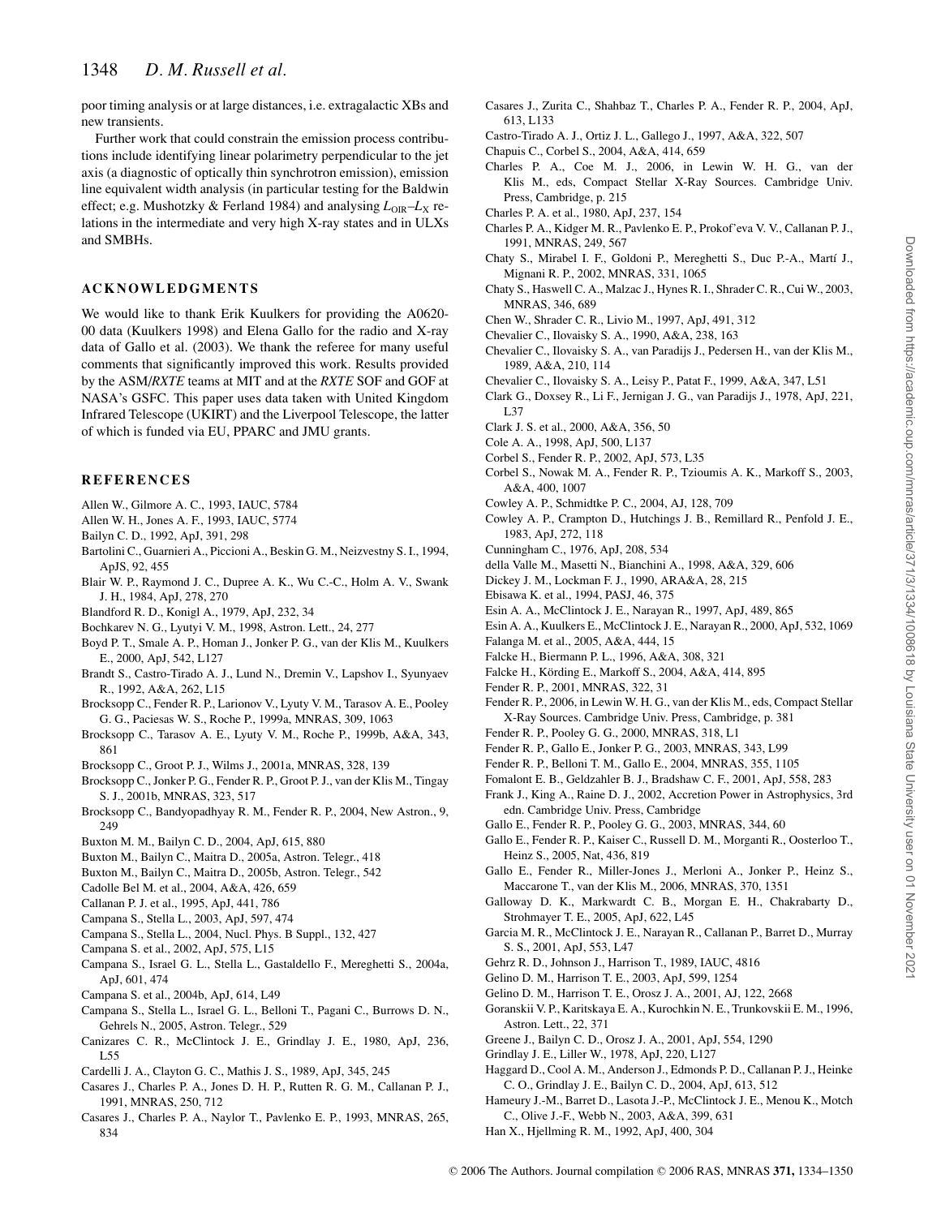poor timing analysis or at large distances, i.e. extragalactic XBs and new transients.

Further work that could constrain the emission process contributions include identifying linear polarimetry perpendicular to the jet axis (a diagnostic of optically thin synchrotron emission), emission line equivalent width analysis (in particular testing for the Baldwin effect; e.g. Mushotzky & Ferland 1984) and analysing $L_{\mathrm{OIR}}$–$L_{\mathrm{X}}$ relations in the intermediate and very high X-ray states and in ULXs and SMBHs.

## ACKNOWLEDGMENTS

We would like to thank Erik Kuulkers for providing the A0620-00 data (Kuulkers 1998) and Elena Gallo for the radio and X-ray data of Gallo et al. (2003). We thank the referee for many useful comments that significantly improved this work. Results provided by the ASM/*RXTE* teams at MIT and at the *RXTE* SOF and GOF at NASA's GSFC. This paper uses data taken with United Kingdom Infrared Telescope (UKIRT) and the Liverpool Telescope, the latter of which is funded via EU, PPARC and JMU grants.

## REFERENCES

Allen W., Gilmore A. C., 1993, IAUC, 5784
Allen W. H., Jones A. F., 1993, IAUC, 5774
Bailyn C. D., 1992, ApJ, 391, 298
Bartolini C., Guarnieri A., Piccioni A., Beskin G. M., Neizvestny S. I., 1994, ApJS, 92, 455
Blair W. P., Raymond J. C., Dupree A. K., Wu C.-C., Holm A. V., Swank J. H., 1984, ApJ, 278, 270
Blandford R. D., Konigl A., 1979, ApJ, 232, 34
Bochkarev N. G., Lyutyi V. M., 1998, Astron. Lett., 24, 277
Boyd P. T., Smale A. P., Homan J., Jonker P. G., van der Klis M., Kuulkers E., 2000, ApJ, 542, L127
Brandt S., Castro-Tirado A. J., Lund N., Dremin V., Lapshov I., Syunyaev R., 1992, A&A, 262, L15
Brocksopp C., Fender R. P., Larionov V., Lyuty V. M., Tarasov A. E., Pooley G. G., Paciesas W. S., Roche P., 1999a, MNRAS, 309, 1063
Brocksopp C., Tarasov A. E., Lyuty V. M., Roche P., 1999b, A&A, 343, 861
Brocksopp C., Groot P. J., Wilms J., 2001a, MNRAS, 328, 139
Brocksopp C., Jonker P. G., Fender R. P., Groot P. J., van der Klis M., Tingay S. J., 2001b, MNRAS, 323, 517
Brocksopp C., Bandyopadhyay R. M., Fender R. P., 2004, New Astron., 9, 249
Buxton M. M., Bailyn C. D., 2004, ApJ, 615, 880
Buxton M., Bailyn C., Maitra D., 2005a, Astron. Telegr., 418
Buxton M., Bailyn C., Maitra D., 2005b, Astron. Telegr., 542
Cadolle Bel M. et al., 2004, A&A, 426, 659
Callanan P. J. et al., 1995, ApJ, 441, 786
Campana S., Stella L., 2003, ApJ, 597, 474
Campana S., Stella L., 2004, Nucl. Phys. B Suppl., 132, 427
Campana S. et al., 2002, ApJ, 575, L15
Campana S., Israel G. L., Stella L., Gastaldello F., Mereghetti S., 2004a, ApJ, 601, 474
Campana S. et al., 2004b, ApJ, 614, L49
Campana S., Stella L., Israel G. L., Belloni T., Pagani C., Burrows D. N., Gehrels N., 2005, Astron. Telegr., 529
Canizares C. R., McClintock J. E., Grindlay J. E., 1980, ApJ, 236, L55
Cardelli J. A., Clayton G. C., Mathis J. S., 1989, ApJ, 345, 245
Casares J., Charles P. A., Jones D. H. P., Rutten R. G. M., Callanan P. J., 1991, MNRAS, 250, 712
Casares J., Charles P. A., Naylor T., Pavlenko E. P., 1993, MNRAS, 265, 834
Casares J., Zurita C., Shahbaz T., Charles P. A., Fender R. P., 2004, ApJ, 613, L133
Castro-Tirado A. J., Ortiz J. L., Gallego J., 1997, A&A, 322, 507
Chapuis C., Corbel S., 2004, A&A, 414, 659
Charles P. A., Coe M. J., 2006, in Lewin W. H. G., van der Klis M., eds, Compact Stellar X-Ray Sources. Cambridge Univ. Press, Cambridge, p. 215
Charles P. A. et al., 1980, ApJ, 237, 154
Charles P. A., Kidger M. R., Pavlenko E. P., Prokof'eva V. V., Callanan P. J., 1991, MNRAS, 249, 567
Chaty S., Mirabel I. F., Goldoni P., Mereghetti S., Duc P.-A., Martí J., Mignani R. P., 2002, MNRAS, 331, 1065
Chaty S., Haswell C. A., Malzac J., Hynes R. I., Shrader C. R., Cui W., 2003, MNRAS, 346, 689
Chen W., Shrader C. R., Livio M., 1997, ApJ, 491, 312
Chevalier C., Ilovaisky S. A., 1990, A&A, 238, 163
Chevalier C., Ilovaisky S. A., van Paradijs J., Pedersen H., van der Klis M., 1989, A&A, 210, 114
Chevalier C., Ilovaisky S. A., Leisy P., Patat F., 1999, A&A, 347, L51
Clark G., Doxsey R., Li F., Jernigan J. G., van Paradijs J., 1978, ApJ, 221, L37
Clark J. S. et al., 2000, A&A, 356, 50
Cole A. A., 1998, ApJ, 500, L137
Corbel S., Fender R. P., 2002, ApJ, 573, L35
Corbel S., Nowak M. A., Fender R. P., Tzioumis A. K., Markoff S., 2003, A&A, 400, 1007
Cowley A. P., Schmidtke P. C., 2004, AJ, 128, 709
Cowley A. P., Crampton D., Hutchings J. B., Remillard R., Penfold J. E., 1983, ApJ, 272, 118
Cunningham C., 1976, ApJ, 208, 534
della Valle M., Masetti N., Bianchini A., 1998, A&A, 329, 606
Dickey J. M., Lockman F. J., 1990, ARA&A, 28, 215
Ebisawa K. et al., 1994, PASJ, 46, 375
Esin A. A., McClintock J. E., Narayan R., 1997, ApJ, 489, 865
Esin A. A., Kuulkers E., McClintock J. E., Narayan R., 2000, ApJ, 532, 1069
Falanga M. et al., 2005, A&A, 444, 15
Falcke H., Biermann P. L., 1996, A&A, 308, 321
Falcke H., Körding E., Markoff S., 2004, A&A, 414, 895
Fender R. P., 2001, MNRAS, 322, 31
Fender R. P., 2006, in Lewin W. H. G., van der Klis M., eds, Compact Stellar X-Ray Sources. Cambridge Univ. Press, Cambridge, p. 381
Fender R. P., Pooley G. G., 2000, MNRAS, 318, L1
Fender R. P., Gallo E., Jonker P. G., 2003, MNRAS, 343, L99
Fender R. P., Belloni T. M., Gallo E., 2004, MNRAS, 355, 1105
Fomalont E. B., Geldzahler B. J., Bradshaw C. F., 2001, ApJ, 558, 283
Frank J., King A., Raine D. J., 2002, Accretion Power in Astrophysics, 3rd edn. Cambridge Univ. Press, Cambridge
Gallo E., Fender R. P., Pooley G. G., 2003, MNRAS, 344, 60
Gallo E., Fender R. P., Kaiser C., Russell D. M., Morganti R., Oosterloo T., Heinz S., 2005, Nat, 436, 819
Gallo E., Fender R., Miller-Jones J., Merloni A., Jonker P., Heinz S., Maccarone T., van der Klis M., 2006, MNRAS, 370, 1351
Galloway D. K., Markwardt C. B., Morgan E. H., Chakrabarty D., Strohmayer T. E., 2005, ApJ, 622, L45
Garcia M. R., McClintock J. E., Narayan R., Callanan P., Barret D., Murray S. S., 2001, ApJ, 553, L47
Gehrz R. D., Johnson J., Harrison T., 1989, IAUC, 4816
Gelino D. M., Harrison T. E., 2003, ApJ, 599, 1254
Gelino D. M., Harrison T. E., Orosz J. A., 2001, AJ, 122, 2668
Goranskii V. P., Karitskaya E. A., Kurochkin N. E., Trunkovskii E. M., 1996, Astron. Lett., 22, 371
Greene J., Bailyn C. D., Orosz J. A., 2001, ApJ, 554, 1290
Grindlay J. E., Liller W., 1978, ApJ, 220, L127
Haggard D., Cool A. M., Anderson J., Edmonds P. D., Callanan P. J., Heinke C. O., Grindlay J. E., Bailyn C. D., 2004, ApJ, 613, 512
Hameury J.-M., Barret D., Lasota J.-P., McClintock J. E., Menou K., Motch C., Olive J.-F., Webb N., 2003, A&A, 399, 631
Han X., Hjellming R. M., 1992, ApJ, 400, 304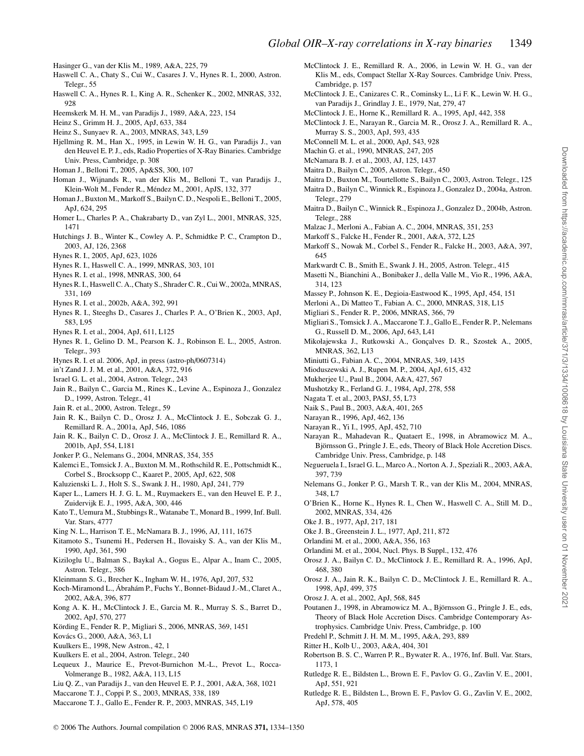Hasinger G., van der Klis M., 1989, A&A, 225, 79

Haswell C. A., Chaty S., Cui W., Casares J. V., Hynes R. I., 2000, Astron. Telegr., 55

Haswell C. A., Hynes R. I., King A. R., Schenker K., 2002, MNRAS, 332, 928

Heemskerk M. H. M., van Paradijs J., 1989, A&A, 223, 154

Heinz S., Grimm H. J., 2005, ApJ, 633, 384

Heinz S., Sunyaev R. A., 2003, MNRAS, 343, L59

Hjellming R. M., Han X., 1995, in Lewin W. H. G., van Paradijs J., van den Heuvel E. P. J., eds, Radio Properties of X-Ray Binaries. Cambridge Univ. Press, Cambridge, p. 308

Homan J., Belloni T., 2005, Ap&SS, 300, 107

Homan J., Wijnands R., van der Klis M., Belloni T., van Paradijs J., Klein-Wolt M., Fender R., Méndez M., 2001, ApJS, 132, 377

Homan J., Buxton M., Markoff S., Bailyn C. D., Nespoli E., Belloni T., 2005, ApJ, 624, 295

Homer L., Charles P. A., Chakrabarty D., van Zyl L., 2001, MNRAS, 325, 1471

Hutchings J. B., Winter K., Cowley A. P., Schmidtke P. C., Crampton D., 2003, AJ, 126, 2368

Hynes R. I., 2005, ApJ, 623, 1026

Hynes R. I., Haswell C. A., 1999, MNRAS, 303, 101

Hynes R. I. et al., 1998, MNRAS, 300, 64

Hynes R. I., Haswell C. A., Chaty S., Shrader C. R., Cui W., 2002a, MNRAS, 331, 169

Hynes R. I. et al., 2002b, A&A, 392, 991

Hynes R. I., Steeghs D., Casares J., Charles P. A., O'Brien K., 2003, ApJ, 583, L95

Hynes R. I. et al., 2004, ApJ, 611, L125

Hynes R. I., Gelino D. M., Pearson K. J., Robinson E. L., 2005, Astron. Telegr., 393

Hynes R. I. et al. 2006, ApJ, in press (astro-ph/0607314)

in't Zand J. J. M. et al., 2001, A&A, 372, 916

Israel G. L. et al., 2004, Astron. Telegr., 243

Jain R., Bailyn C., Garcia M., Rines K., Levine A., Espinoza J., Gonzalez D., 1999, Astron. Telegr., 41

Jain R. et al., 2000, Astron. Telegr., 59

Jain R. K., Bailyn C. D., Orosz J. A., McClintock J. E., Sobczak G. J., Remillard R. A., 2001a, ApJ, 546, 1086

Jain R. K., Bailyn C. D., Orosz J. A., McClintock J. E., Remillard R. A., 2001b, ApJ, 554, L181

Jonker P. G., Nelemans G., 2004, MNRAS, 354, 355

Kalemci E., Tomsick J. A., Buxton M. M., Rothschild R. E., Pottschmidt K., Corbel S., Brocksopp C., Kaaret P., 2005, ApJ, 622, 508

Kaluzienski L. J., Holt S. S., Swank J. H., 1980, ApJ, 241, 779

Kaper L., Lamers H. J. G. L. M., Ruymaekers E., van den Heuvel E. P. J., Zuidervijk E. J., 1995, A&A, 300, 446

Kato T., Uemura M., Stubbings R., Watanabe T., Monard B., 1999, Inf. Bull. Var. Stars, 4777

King N. L., Harrison T. E., McNamara B. J., 1996, AJ, 111, 1675

Kitamoto S., Tsunemi H., Pedersen H., Ilovaisky S. A., van der Klis M., 1990, ApJ, 361, 590

Kiziloglu U., Balman S., Baykal A., Gogus E., Alpar A., Inam C., 2005, Astron. Telegr., 386

Kleinmann S. G., Brecher K., Ingham W. H., 1976, ApJ, 207, 532

Koch-Miramond L., Ábrahám P., Fuchs Y., Bonnet-Bidaud J.-M., Claret A., 2002, A&A, 396, 877

Kong A. K. H., McClintock J. E., Garcia M. R., Murray S. S., Barret D., 2002, ApJ, 570, 277

Körding E., Fender R. P., Migliari S., 2006, MNRAS, 369, 1451

Kovács G., 2000, A&A, 363, L1

Kuulkers E., 1998, New Astron., 42, 1

Kuulkers E. et al., 2004, Astron. Telegr., 240

Lequeux J., Maurice E., Prevot-Burnichon M.-L., Prevot L., Rocca-Volmerange B., 1982, A&A, 113, L15

Liu Q. Z., van Paradijs J., van den Heuvel E. P. J., 2001, A&A, 368, 1021

Maccarone T. J., Coppi P. S., 2003, MNRAS, 338, 189

Maccarone T. J., Gallo E., Fender R. P., 2003, MNRAS, 345, L19

McClintock J. E., Remillard R. A., 2006, in Lewin W. H. G., van der Klis M., eds, Compact Stellar X-Ray Sources. Cambridge Univ. Press, Cambridge, p. 157

McClintock J. E., Canizares C. R., Cominsky L., Li F. K., Lewin W. H. G., van Paradijs J., Grindlay J. E., 1979, Nat, 279, 47

McClintock J. E., Horne K., Remillard R. A., 1995, ApJ, 442, 358

McClintock J. E., Narayan R., Garcia M. R., Orosz J. A., Remillard R. A., Murray S. S., 2003, ApJ, 593, 435

McConnell M. L. et al., 2000, ApJ, 543, 928

Machin G. et al., 1990, MNRAS, 247, 205

McNamara B. J. et al., 2003, AJ, 125, 1437

Maitra D., Bailyn C., 2005, Astron. Telegr., 450

Maitra D., Buxton M., Tourtellotte S., Bailyn C., 2003, Astron. Telegr., 125

Maitra D., Bailyn C., Winnick R., Espinoza J., Gonzalez D., 2004a, Astron. Telegr., 279

Maitra D., Bailyn C., Winnick R., Espinoza J., Gonzalez D., 2004b, Astron. Telegr., 288

Malzac J., Merloni A., Fabian A. C., 2004, MNRAS, 351, 253

Markoff S., Falcke H., Fender R., 2001, A&A, 372, L25

Markoff S., Nowak M., Corbel S., Fender R., Falcke H., 2003, A&A, 397, 645

Markwardt C. B., Smith E., Swank J. H., 2005, Astron. Telegr., 415

Masetti N., Bianchini A., Bonibaker J., della Valle M., Vio R., 1996, A&A, 314, 123

Massey P., Johnson K. E., Degioia-Eastwood K., 1995, ApJ, 454, 151

Merloni A., Di Matteo T., Fabian A. C., 2000, MNRAS, 318, L15

Migliari S., Fender R. P., 2006, MNRAS, 366, 79

Migliari S., Tomsick J. A., Maccarone T. J., Gallo E., Fender R. P., Nelemans G., Russell D. M., 2006, ApJ, 643, L41

Mikołajewska J., Rutkowski A., Gonçalves D. R., Szostek A., 2005, MNRAS, 362, L13

Miniutti G., Fabian A. C., 2004, MNRAS, 349, 1435

Mioduszewski A. J., Rupen M. P., 2004, ApJ, 615, 432

Mukherjee U., Paul B., 2004, A&A, 427, 567

Mushotzky R., Ferland G. J., 1984, ApJ, 278, 558

Nagata T. et al., 2003, PASJ, 55, L73

Naik S., Paul B., 2003, A&A, 401, 265

Narayan R., 1996, ApJ, 462, 136

Narayan R., Yi I., 1995, ApJ, 452, 710

Narayan R., Mahadevan R., Quataert E., 1998, in Abramowicz M. A., Björnsson G., Pringle J. E., eds, Theory of Black Hole Accretion Discs. Cambridge Univ. Press, Cambridge, p. 148

Negueruela I., Israel G. L., Marco A., Norton A. J., Speziali R., 2003, A&A, 397, 739

Nelemans G., Jonker P. G., Marsh T. R., van der Klis M., 2004, MNRAS, 348, L7

O'Brien K., Horne K., Hynes R. I., Chen W., Haswell C. A., Still M. D., 2002, MNRAS, 334, 426

Oke J. B., 1977, ApJ, 217, 181

Oke J. B., Greenstein J. L., 1977, ApJ, 211, 872

Orlandini M. et al., 2000, A&A, 356, 163

Orlandini M. et al., 2004, Nucl. Phys. B Suppl., 132, 476

Orosz J. A., Bailyn C. D., McClintock J. E., Remillard R. A., 1996, ApJ, 468, 380

Orosz J. A., Jain R. K., Bailyn C. D., McClintock J. E., Remillard R. A., 1998, ApJ, 499, 375

Orosz J. A. et al., 2002, ApJ, 568, 845

Poutanen J., 1998, in Abramowicz M. A., Björnsson G., Pringle J. E., eds, Theory of Black Hole Accretion Discs. Cambridge Contemporary Astrophysics. Cambridge Univ. Press, Cambridge, p. 100

Predehl P., Schmitt J. H. M. M., 1995, A&A, 293, 889

Ritter H., Kolb U., 2003, A&A, 404, 301

Robertson B. S. C., Warren P. R., Bywater R. A., 1976, Inf. Bull. Var. Stars, 1173, 1

Rutledge R. E., Bildsten L., Brown E. F., Pavlov G. G., Zavlin V. E., 2001, ApJ, 551, 921

Rutledge R. E., Bildsten L., Brown E. F., Pavlov G. G., Zavlin V. E., 2002, ApJ, 578, 405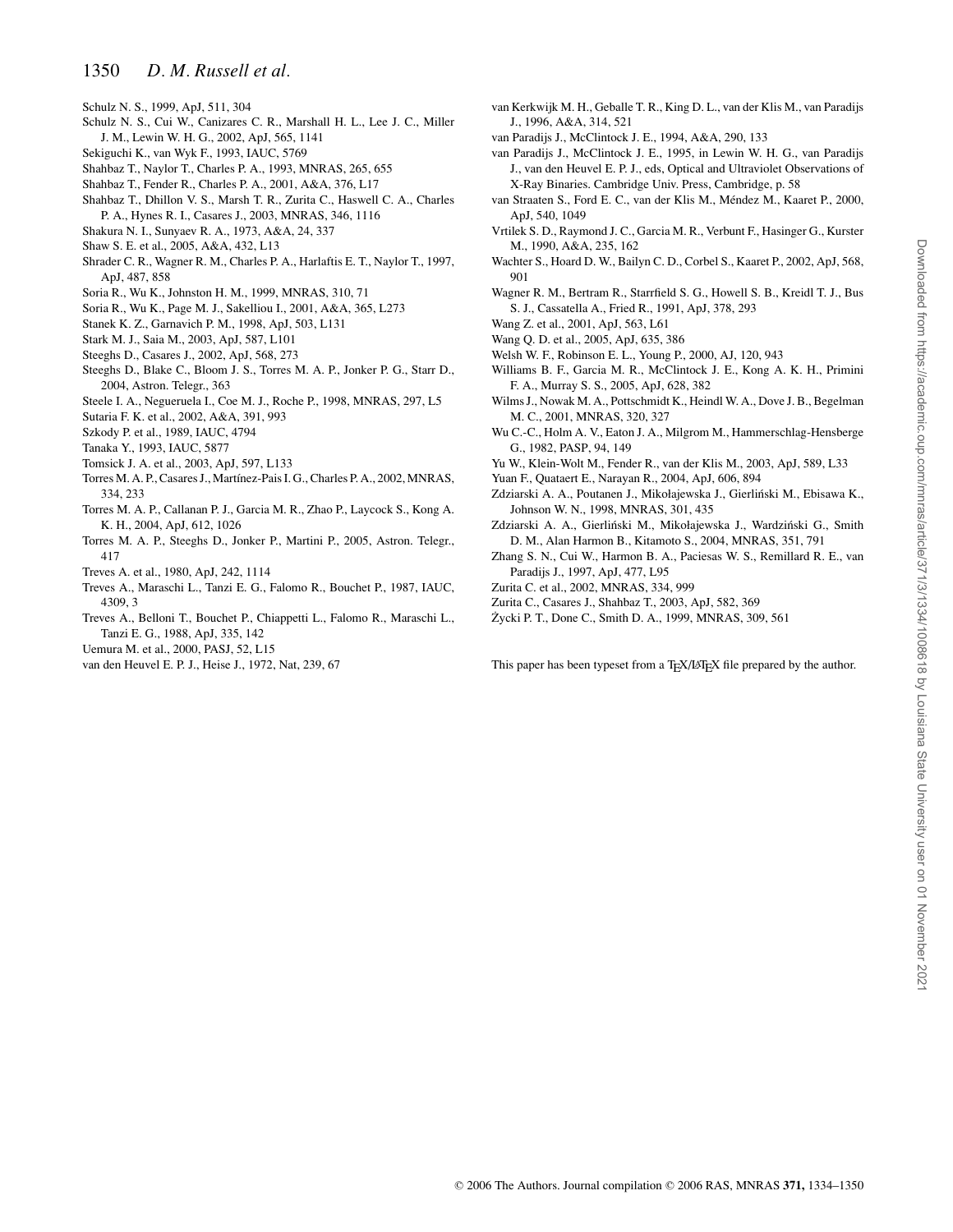Schulz N. S., 1999, ApJ, 511, 304

Schulz N. S., Cui W., Canizares C. R., Marshall H. L., Lee J. C., Miller J. M., Lewin W. H. G., 2002, ApJ, 565, 1141

Sekiguchi K., van Wyk F., 1993, IAUC, 5769

Shahbaz T., Naylor T., Charles P. A., 1993, MNRAS, 265, 655

Shahbaz T., Fender R., Charles P. A., 2001, A&A, 376, L17

Shahbaz T., Dhillon V. S., Marsh T. R., Zurita C., Haswell C. A., Charles P. A., Hynes R. I., Casares J., 2003, MNRAS, 346, 1116

Shakura N. I., Sunyaev R. A., 1973, A&A, 24, 337

Shaw S. E. et al., 2005, A&A, 432, L13

Shrader C. R., Wagner R. M., Charles P. A., Harlaftis E. T., Naylor T., 1997, ApJ, 487, 858

Soria R., Wu K., Johnston H. M., 1999, MNRAS, 310, 71

Soria R., Wu K., Page M. J., Sakelliou I., 2001, A&A, 365, L273

Stanek K. Z., Garnavich P. M., 1998, ApJ, 503, L131

Stark M. J., Saia M., 2003, ApJ, 587, L101

Steeghs D., Casares J., 2002, ApJ, 568, 273

Steeghs D., Blake C., Bloom J. S., Torres M. A. P., Jonker P. G., Starr D., 2004, Astron. Telegr., 363

Steele I. A., Negueruela I., Coe M. J., Roche P., 1998, MNRAS, 297, L5

Sutaria F. K. et al., 2002, A&A, 391, 993

Szkody P. et al., 1989, IAUC, 4794

Tanaka Y., 1993, IAUC, 5877

Tomsick J. A. et al., 2003, ApJ, 597, L133

Torres M. A. P., Casares J., Martínez-Pais I. G., Charles P. A., 2002, MNRAS, 334, 233

Torres M. A. P., Callanan P. J., Garcia M. R., Zhao P., Laycock S., Kong A. K. H., 2004, ApJ, 612, 1026

Torres M. A. P., Steeghs D., Jonker P., Martini P., 2005, Astron. Telegr., 417

Treves A. et al., 1980, ApJ, 242, 1114

Treves A., Maraschi L., Tanzi E. G., Falomo R., Bouchet P., 1987, IAUC, 4309, 3

Treves A., Belloni T., Bouchet P., Chiappetti L., Falomo R., Maraschi L., Tanzi E. G., 1988, ApJ, 335, 142

Uemura M. et al., 2000, PASJ, 52, L15

van den Heuvel E. P. J., Heise J., 1972, Nat, 239, 67

van Kerkwijk M. H., Geballe T. R., King D. L., van der Klis M., van Paradijs J., 1996, A&A, 314, 521

van Paradijs J., McClintock J. E., 1994, A&A, 290, 133

van Paradijs J., McClintock J. E., 1995, in Lewin W. H. G., van Paradijs J., van den Heuvel E. P. J., eds, Optical and Ultraviolet Observations of X-Ray Binaries. Cambridge Univ. Press, Cambridge, p. 58

van Straaten S., Ford E. C., van der Klis M., Méndez M., Kaaret P., 2000, ApJ, 540, 1049

Vrtilek S. D., Raymond J. C., Garcia M. R., Verbunt F., Hasinger G., Kurster M., 1990, A&A, 235, 162

Wachter S., Hoard D. W., Bailyn C. D., Corbel S., Kaaret P., 2002, ApJ, 568, 901

Wagner R. M., Bertram R., Starrfield S. G., Howell S. B., Kreidl T. J., Bus S. J., Cassatella A., Fried R., 1991, ApJ, 378, 293

Wang Z. et al., 2001, ApJ, 563, L61

Wang Q. D. et al., 2005, ApJ, 635, 386

Welsh W. F., Robinson E. L., Young P., 2000, AJ, 120, 943

Williams B. F., Garcia M. R., McClintock J. E., Kong A. K. H., Primini F. A., Murray S. S., 2005, ApJ, 628, 382

Wilms J., Nowak M. A., Pottschmidt K., Heindl W. A., Dove J. B., Begelman M. C., 2001, MNRAS, 320, 327

Wu C.-C., Holm A. V., Eaton J. A., Milgrom M., Hammerschlag-Hensberge G., 1982, PASP, 94, 149

Yu W., Klein-Wolt M., Fender R., van der Klis M., 2003, ApJ, 589, L33

Yuan F., Quataert E., Narayan R., 2004, ApJ, 606, 894

Zdziarski A. A., Poutanen J., Mikołajewska J., Gierliński M., Ebisawa K., Johnson W. N., 1998, MNRAS, 301, 435

Zdziarski A. A., Gierliński M., Mikołajewska J., Wardziński G., Smith D. M., Alan Harmon B., Kitamoto S., 2004, MNRAS, 351, 791

Zhang S. N., Cui W., Harmon B. A., Paciesas W. S., Remillard R. E., van Paradijs J., 1997, ApJ, 477, L95

Zurita C. et al., 2002, MNRAS, 334, 999

Zurita C., Casares J., Shahbaz T., 2003, ApJ, 582, 369

Życki P. T., Done C., Smith D. A., 1999, MNRAS, 309, 561

This paper has been typeset from a TEX/LATEX file prepared by the author.